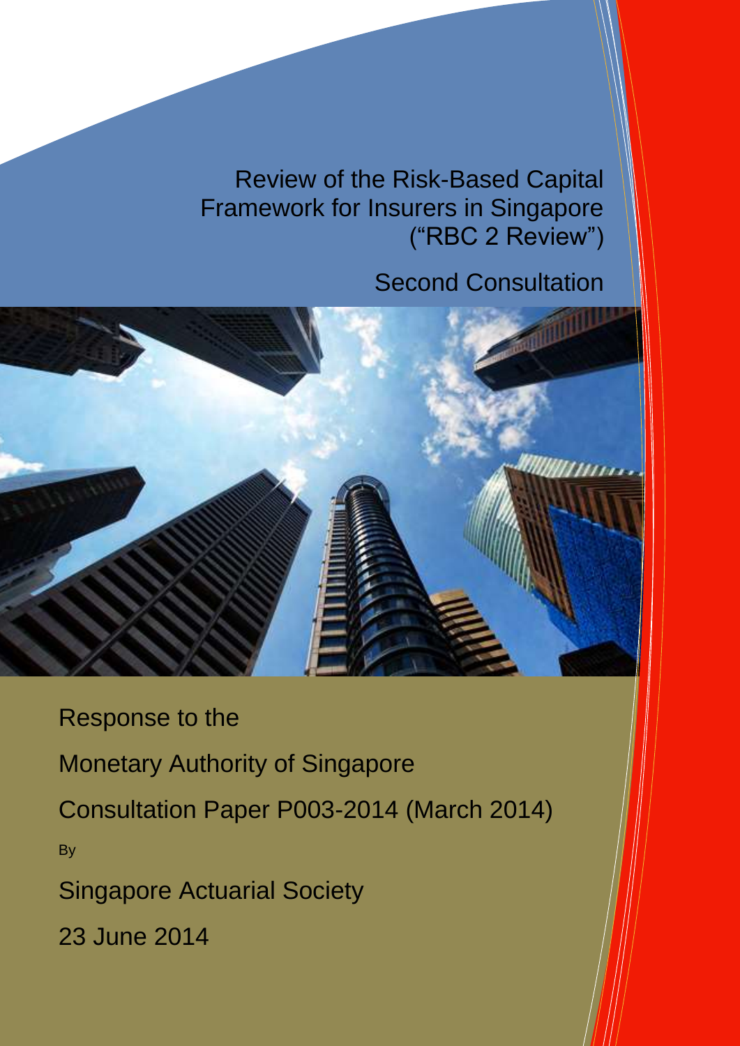# Review of the Risk-Based Capital Framework for Insurers in Singapore ("RBC 2 Review")

## Second Consultation

Response to the

Monetary Authority of Singapore

Consultation Paper P003-2014 (March 2014)

By

Singapore Actuarial Society

23 June 2014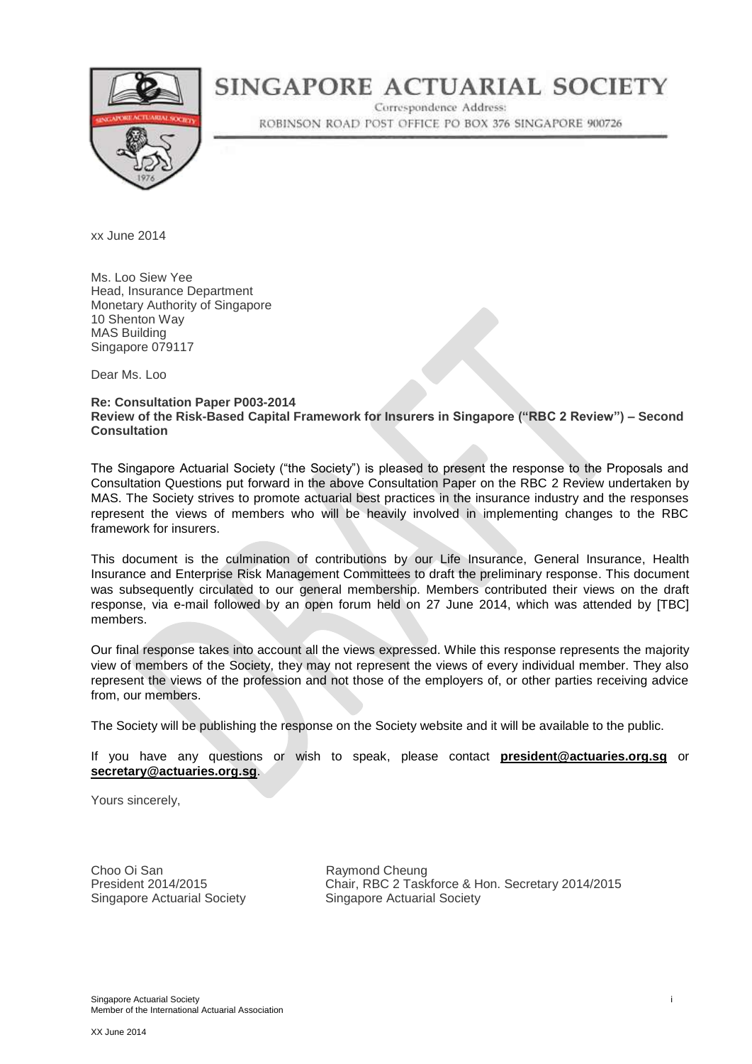# SINGAPORE ACTUARIAL SOCIETY

Correspondence Address:
ROBINSON ROAD POST OFFICE PO BOX 376 SINGAPORE 900726

xx June 2014

Ms. Loo Siew Yee
Head, Insurance Department
Monetary Authority of Singapore
10 Shenton Way
MAS Building
Singapore 079117

Dear Ms. Loo

**Re: Consultation Paper P003-2014**
**Review of the Risk-Based Capital Framework for Insurers in Singapore ("RBC 2 Review") – Second Consultation**

The Singapore Actuarial Society ("the Society") is pleased to present the response to the Proposals and Consultation Questions put forward in the above Consultation Paper on the RBC 2 Review undertaken by MAS. The Society strives to promote actuarial best practices in the insurance industry and the responses represent the views of members who will be heavily involved in implementing changes to the RBC framework for insurers.

This document is the culmination of contributions by our Life Insurance, General Insurance, Health Insurance and Enterprise Risk Management Committees to draft the preliminary response. This document was subsequently circulated to our general membership. Members contributed their views on the draft response, via e-mail followed by an open forum held on 27 June 2014, which was attended by [TBC] members.

Our final response takes into account all the views expressed. While this response represents the majority view of members of the Society, they may not represent the views of every individual member. They also represent the views of the profession and not those of the employers of, or other parties receiving advice from, our members.

The Society will be publishing the response on the Society website and it will be available to the public.

If you have any questions or wish to speak, please contact **president@actuaries.org.sg** or **secretary@actuaries.org.sg**.

Yours sincerely,

Choo Oi San
President 2014/2015
Singapore Actuarial Society

Raymond Cheung
Chair, RBC 2 Taskforce & Hon. Secretary 2014/2015
Singapore Actuarial Society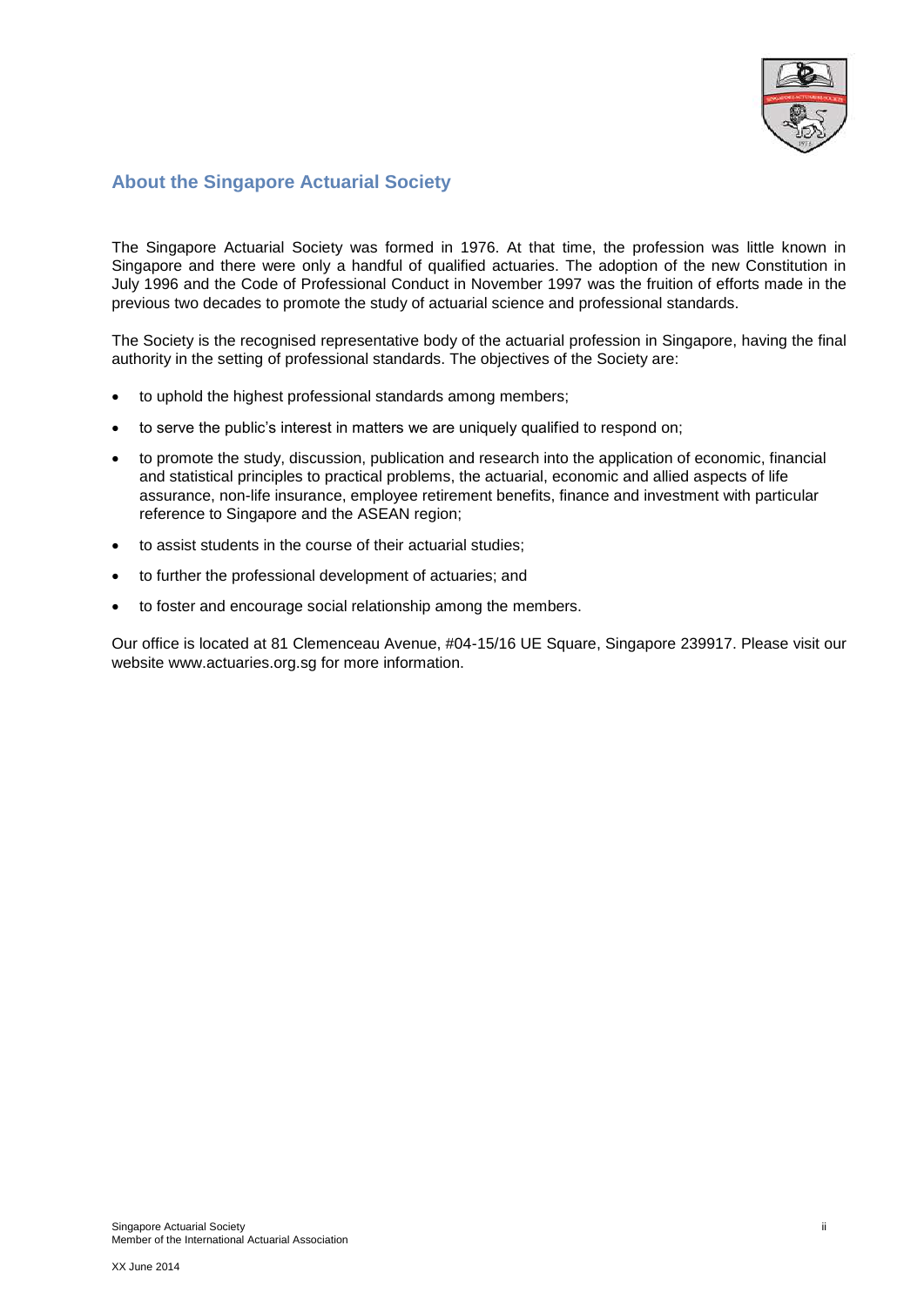## About the Singapore Actuarial Society

The Singapore Actuarial Society was formed in 1976. At that time, the profession was little known in Singapore and there were only a handful of qualified actuaries. The adoption of the new Constitution in July 1996 and the Code of Professional Conduct in November 1997 was the fruition of efforts made in the previous two decades to promote the study of actuarial science and professional standards.

The Society is the recognised representative body of the actuarial profession in Singapore, having the final authority in the setting of professional standards. The objectives of the Society are:

- to uphold the highest professional standards among members;
- to serve the public's interest in matters we are uniquely qualified to respond on;
- to promote the study, discussion, publication and research into the application of economic, financial and statistical principles to practical problems, the actuarial, economic and allied aspects of life assurance, non-life insurance, employee retirement benefits, finance and investment with particular reference to Singapore and the ASEAN region;
- to assist students in the course of their actuarial studies;
- to further the professional development of actuaries; and
- to foster and encourage social relationship among the members.

Our office is located at 81 Clemenceau Avenue, #04-15/16 UE Square, Singapore 239917. Please visit our website www.actuaries.org.sg for more information.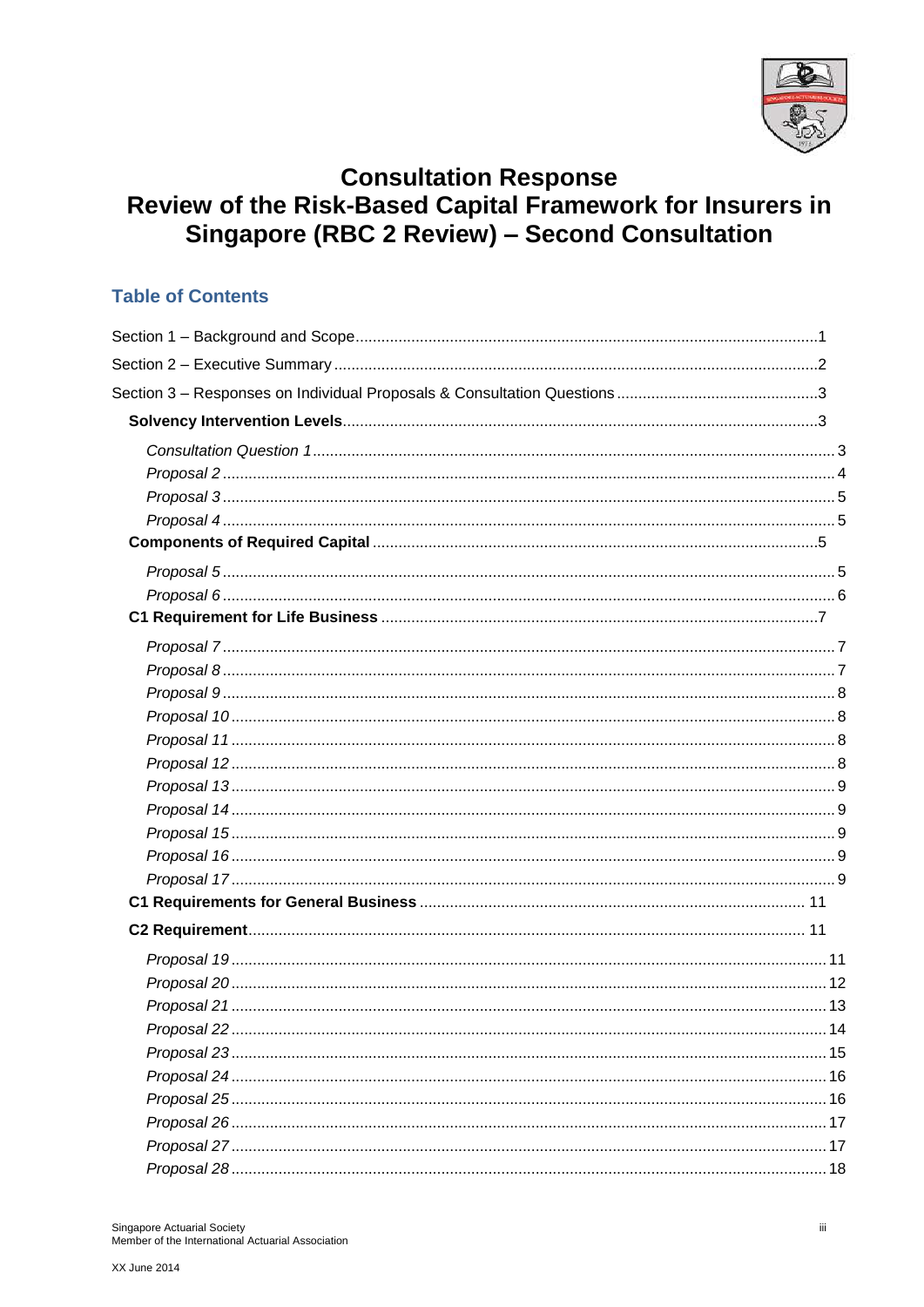# Consultation Response
# Review of the Risk-Based Capital Framework for Insurers in Singapore (RBC 2 Review) – Second Consultation

## Table of Contents

Section 1 – Background and Scope ........ 1

Section 2 – Executive Summary ........ 2

Section 3 – Responses on Individual Proposals & Consultation Questions ........ 3

**Solvency Intervention Levels** ........ 3

- *Consultation Question 1* ........ 3
- *Proposal 2* ........ 4
- *Proposal 3* ........ 5
- *Proposal 4* ........ 5

**Components of Required Capital** ........ 5

- *Proposal 5* ........ 5
- *Proposal 6* ........ 6

**C1 Requirement for Life Business** ........ 7

- *Proposal 7* ........ 7
- *Proposal 8* ........ 7
- *Proposal 9* ........ 8
- *Proposal 10* ........ 8
- *Proposal 11* ........ 8
- *Proposal 12* ........ 8
- *Proposal 13* ........ 9
- *Proposal 14* ........ 9
- *Proposal 15* ........ 9
- *Proposal 16* ........ 9
- *Proposal 17* ........ 9

**C1 Requirements for General Business** ........ 11

**C2 Requirement** ........ 11

- *Proposal 19* ........ 11
- *Proposal 20* ........ 12
- *Proposal 21* ........ 13
- *Proposal 22* ........ 14
- *Proposal 23* ........ 15
- *Proposal 24* ........ 16
- *Proposal 25* ........ 16
- *Proposal 26* ........ 17
- *Proposal 27* ........ 17
- *Proposal 28* ........ 18

Singapore Actuarial Society
Member of the International Actuarial Association

XX June 2014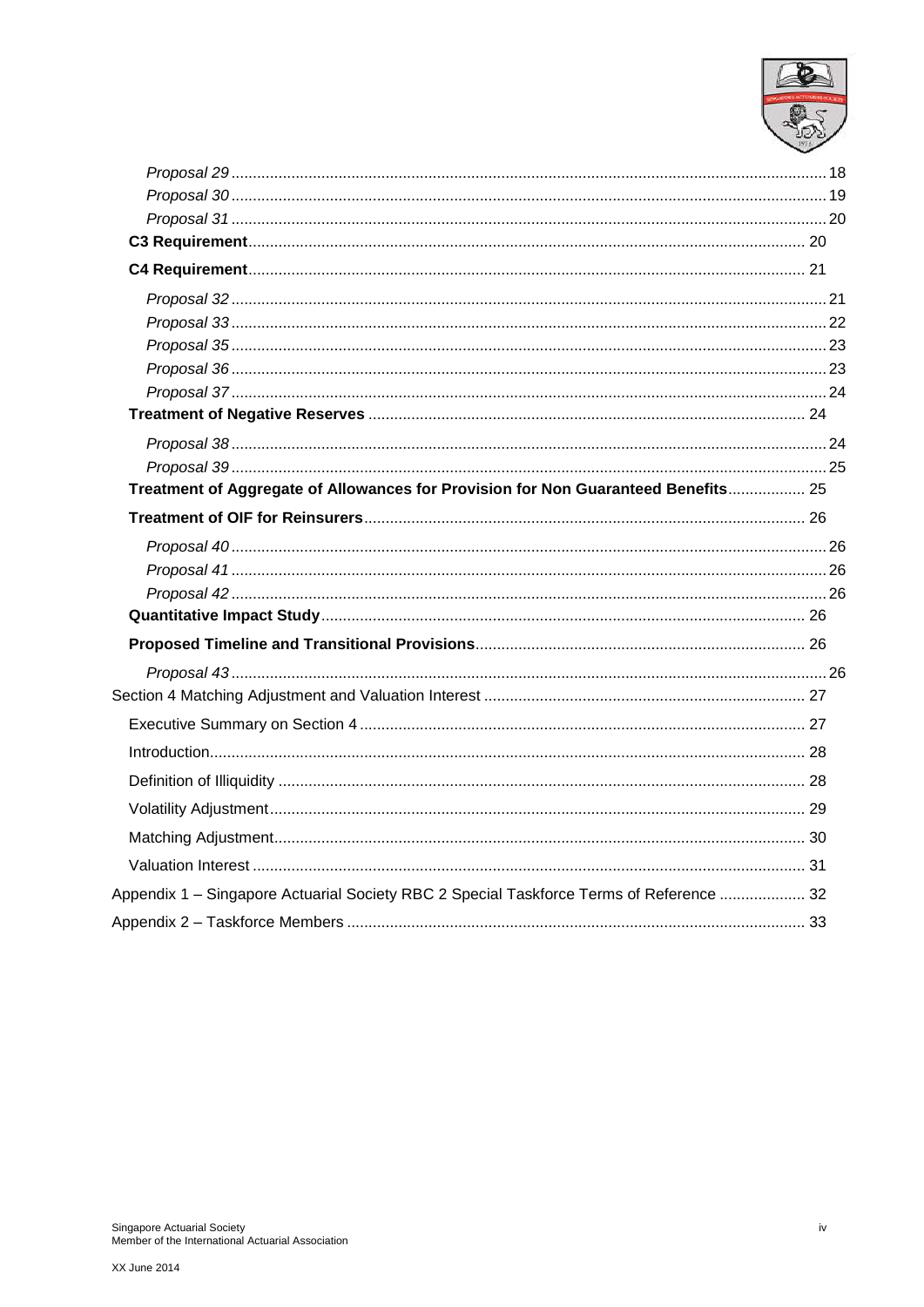*Proposal 29* ........................................................................................................................ 18
*Proposal 30* ........................................................................................................................ 19
*Proposal 31* ........................................................................................................................ 20
**C3 Requirement** ................................................................................................................ 20
**C4 Requirement** ................................................................................................................ 21
*Proposal 32* ........................................................................................................................ 21
*Proposal 33* ........................................................................................................................ 22
*Proposal 35* ........................................................................................................................ 23
*Proposal 36* ........................................................................................................................ 23
*Proposal 37* ........................................................................................................................ 24
**Treatment of Negative Reserves** .................................................................................... 24
*Proposal 38* ........................................................................................................................ 24
*Proposal 39* ........................................................................................................................ 25
**Treatment of Aggregate of Allowances for Provision for Non Guaranteed Benefits** .................. 25
**Treatment of OIF for Reinsurers** ...................................................................................... 26
*Proposal 40* ........................................................................................................................ 26
*Proposal 41* ........................................................................................................................ 26
*Proposal 42* ........................................................................................................................ 26
**Quantitative Impact Study** ................................................................................................ 26
**Proposed Timeline and Transitional Provisions** ............................................................ 26
*Proposal 43* ........................................................................................................................ 26
Section 4 Matching Adjustment and Valuation Interest .......................................................... 27
Executive Summary on Section 4 ....................................................................................... 27
Introduction .......................................................................................................................... 28
Definition of Illiquidity .......................................................................................................... 28
Volatility Adjustment ............................................................................................................ 29
Matching Adjustment ........................................................................................................... 30
Valuation Interest ................................................................................................................. 31
Appendix 1 – Singapore Actuarial Society RBC 2 Special Taskforce Terms of Reference .................... 32
Appendix 2 – Taskforce Members .......................................................................................... 33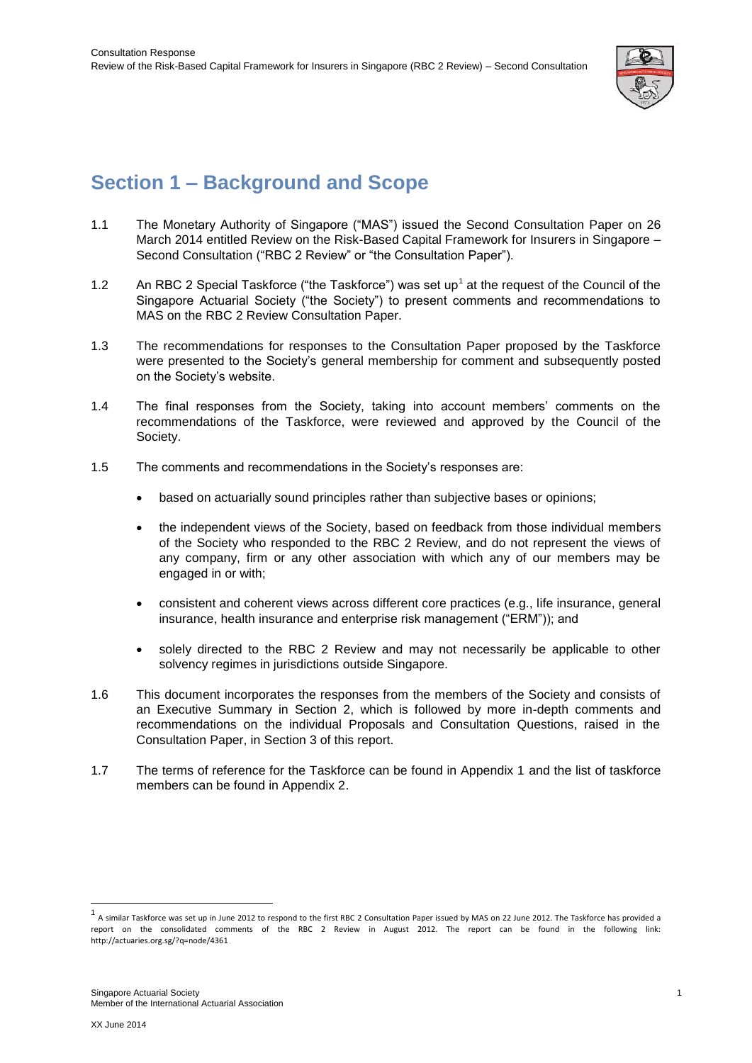## Section 1 – Background and Scope

1.1 The Monetary Authority of Singapore ("MAS") issued the Second Consultation Paper on 26 March 2014 entitled Review on the Risk-Based Capital Framework for Insurers in Singapore – Second Consultation ("RBC 2 Review" or "the Consultation Paper").

1.2 An RBC 2 Special Taskforce ("the Taskforce") was set up[1] at the request of the Council of the Singapore Actuarial Society ("the Society") to present comments and recommendations to MAS on the RBC 2 Review Consultation Paper.

1.3 The recommendations for responses to the Consultation Paper proposed by the Taskforce were presented to the Society's general membership for comment and subsequently posted on the Society's website.

1.4 The final responses from the Society, taking into account members' comments on the recommendations of the Taskforce, were reviewed and approved by the Council of the Society.

1.5 The comments and recommendations in the Society's responses are:

- based on actuarially sound principles rather than subjective bases or opinions;
- the independent views of the Society, based on feedback from those individual members of the Society who responded to the RBC 2 Review, and do not represent the views of any company, firm or any other association with which any of our members may be engaged in or with;
- consistent and coherent views across different core practices (e.g., life insurance, general insurance, health insurance and enterprise risk management ("ERM")); and
- solely directed to the RBC 2 Review and may not necessarily be applicable to other solvency regimes in jurisdictions outside Singapore.

1.6 This document incorporates the responses from the members of the Society and consists of an Executive Summary in Section 2, which is followed by more in-depth comments and recommendations on the individual Proposals and Consultation Questions, raised in the Consultation Paper, in Section 3 of this report.

1.7 The terms of reference for the Taskforce can be found in Appendix 1 and the list of taskforce members can be found in Appendix 2.

[1] A similar Taskforce was set up in June 2012 to respond to the first RBC 2 Consultation Paper issued by MAS on 22 June 2012. The Taskforce has provided a report on the consolidated comments of the RBC 2 Review in August 2012. The report can be found in the following link: http://actuaries.org.sg/?q=node/4361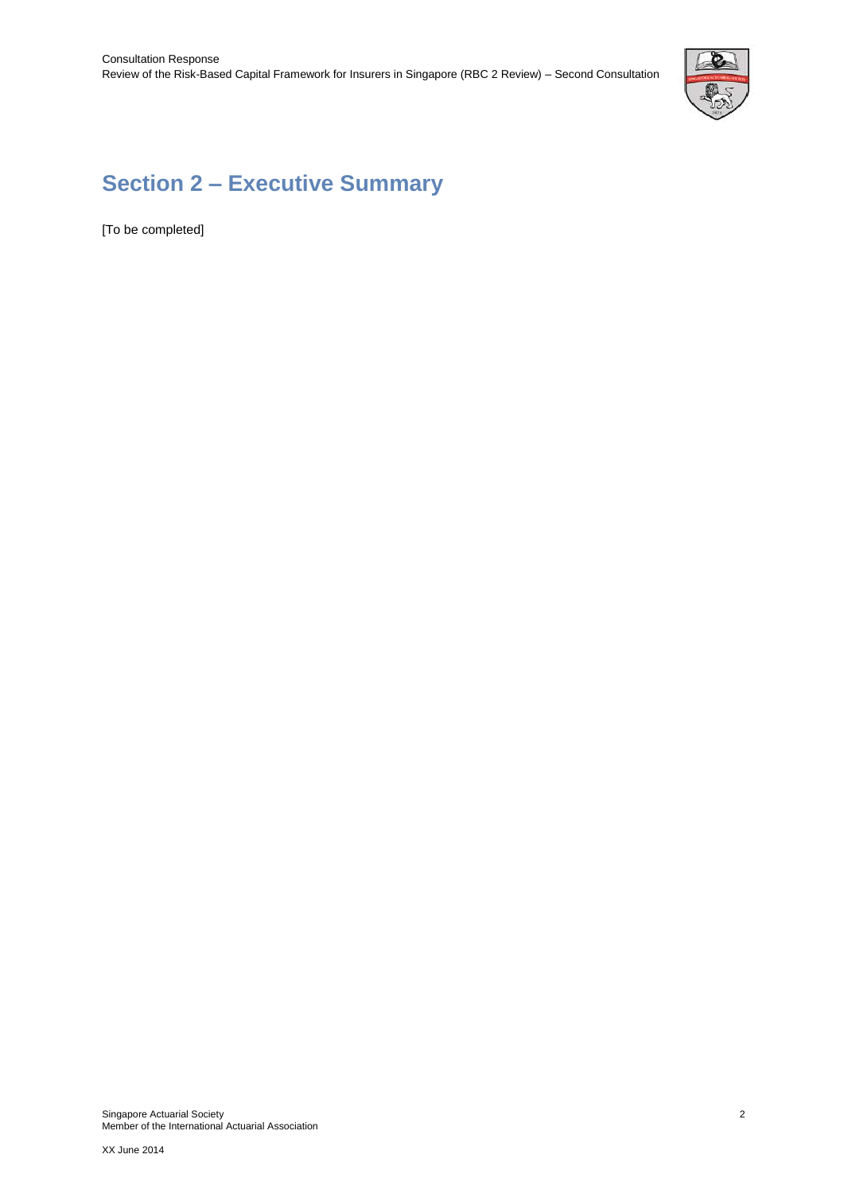# Section 2 – Executive Summary

[To be completed]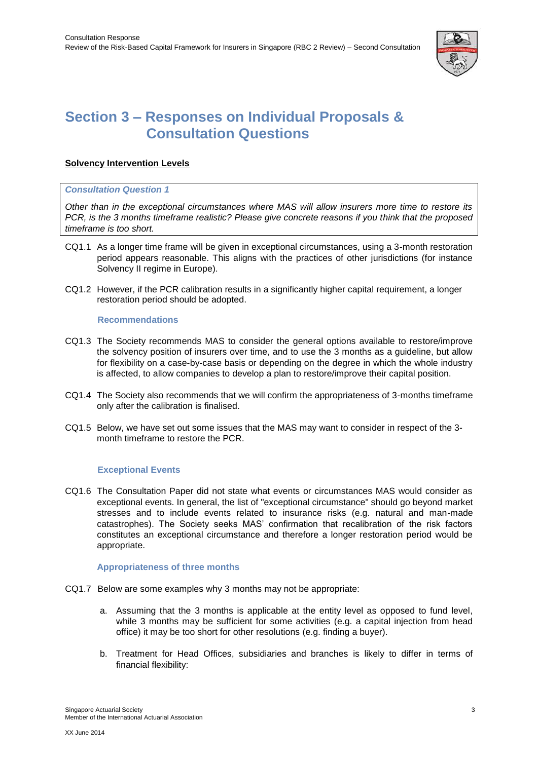# Section 3 – Responses on Individual Proposals & Consultation Questions

**Solvency Intervention Levels**

> ***Consultation Question 1***
>
> *Other than in the exceptional circumstances where MAS will allow insurers more time to restore its PCR, is the 3 months timeframe realistic? Please give concrete reasons if you think that the proposed timeframe is too short.*

CQ1.1 As a longer time frame will be given in exceptional circumstances, using a 3-month restoration period appears reasonable. This aligns with the practices of other jurisdictions (for instance Solvency II regime in Europe).

CQ1.2 However, if the PCR calibration results in a significantly higher capital requirement, a longer restoration period should be adopted.

### Recommendations

CQ1.3 The Society recommends MAS to consider the general options available to restore/improve the solvency position of insurers over time, and to use the 3 months as a guideline, but allow for flexibility on a case-by-case basis or depending on the degree in which the whole industry is affected, to allow companies to develop a plan to restore/improve their capital position.

CQ1.4 The Society also recommends that we will confirm the appropriateness of 3-months timeframe only after the calibration is finalised.

CQ1.5 Below, we have set out some issues that the MAS may want to consider in respect of the 3-month timeframe to restore the PCR.

### Exceptional Events

CQ1.6 The Consultation Paper did not state what events or circumstances MAS would consider as exceptional events. In general, the list of "exceptional circumstance" should go beyond market stresses and to include events related to insurance risks (e.g. natural and man-made catastrophes). The Society seeks MAS' confirmation that recalibration of the risk factors constitutes an exceptional circumstance and therefore a longer restoration period would be appropriate.

### Appropriateness of three months

CQ1.7 Below are some examples why 3 months may not be appropriate:

a. Assuming that the 3 months is applicable at the entity level as opposed to fund level, while 3 months may be sufficient for some activities (e.g. a capital injection from head office) it may be too short for other resolutions (e.g. finding a buyer).

b. Treatment for Head Offices, subsidiaries and branches is likely to differ in terms of financial flexibility: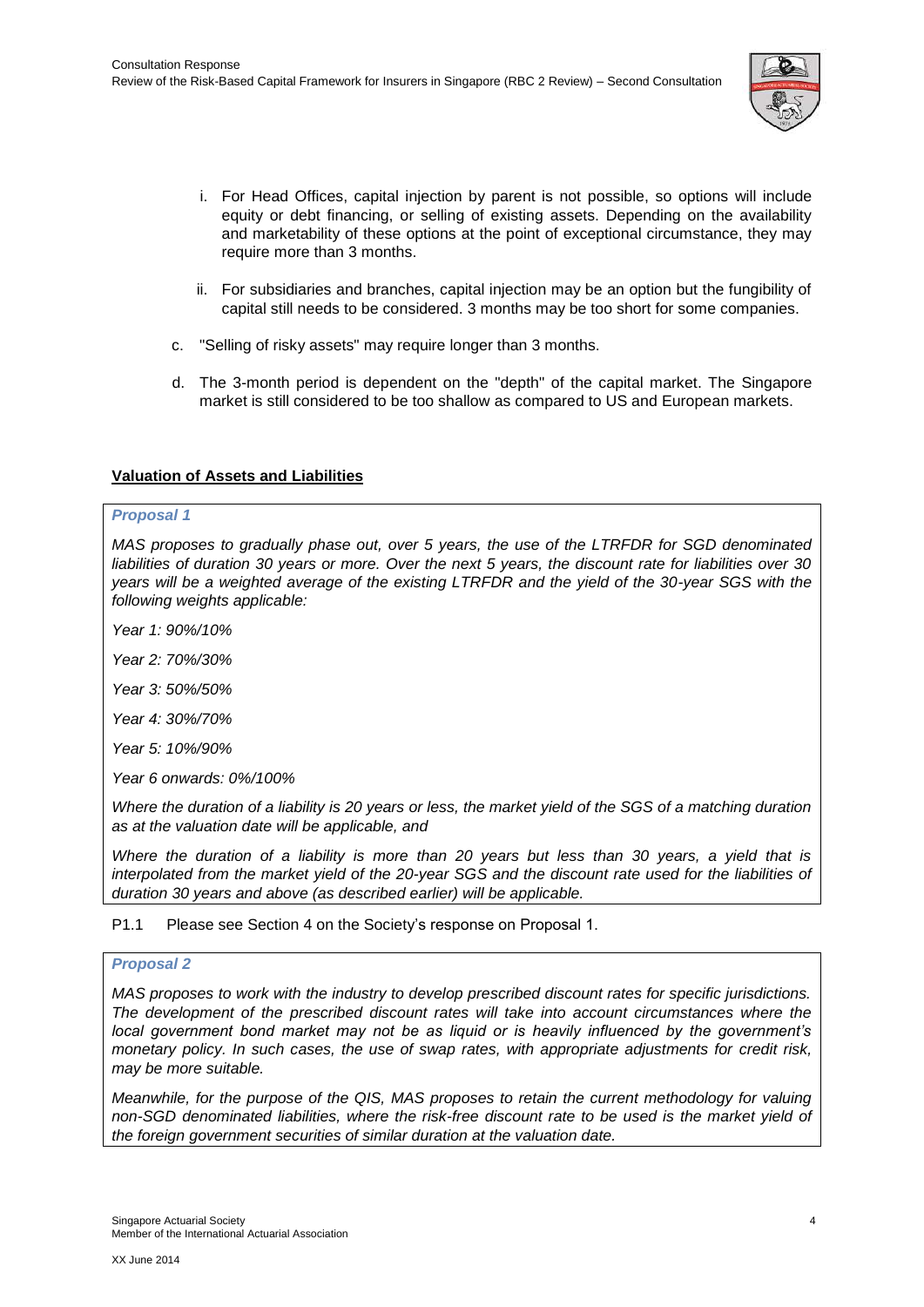i. For Head Offices, capital injection by parent is not possible, so options will include equity or debt financing, or selling of existing assets. Depending on the availability and marketability of these options at the point of exceptional circumstance, they may require more than 3 months.

   ii. For subsidiaries and branches, capital injection may be an option but the fungibility of capital still needs to be considered. 3 months may be too short for some companies.

c. "Selling of risky assets" may require longer than 3 months.

d. The 3-month period is dependent on the "depth" of the capital market. The Singapore market is still considered to be too shallow as compared to US and European markets.

## Valuation of Assets and Liabilities

***Proposal 1***

*MAS proposes to gradually phase out, over 5 years, the use of the LTRFDR for SGD denominated liabilities of duration 30 years or more. Over the next 5 years, the discount rate for liabilities over 30 years will be a weighted average of the existing LTRFDR and the yield of the 30-year SGS with the following weights applicable:*

*Year 1: 90%/10%*

*Year 2: 70%/30%*

*Year 3: 50%/50%*

*Year 4: 30%/70%*

*Year 5: 10%/90%*

*Year 6 onwards: 0%/100%*

*Where the duration of a liability is 20 years or less, the market yield of the SGS of a matching duration as at the valuation date will be applicable, and*

*Where the duration of a liability is more than 20 years but less than 30 years, a yield that is interpolated from the market yield of the 20-year SGS and the discount rate used for the liabilities of duration 30 years and above (as described earlier) will be applicable.*

P1.1 Please see Section 4 on the Society's response on Proposal 1.

***Proposal 2***

*MAS proposes to work with the industry to develop prescribed discount rates for specific jurisdictions. The development of the prescribed discount rates will take into account circumstances where the local government bond market may not be as liquid or is heavily influenced by the government's monetary policy. In such cases, the use of swap rates, with appropriate adjustments for credit risk, may be more suitable.*

*Meanwhile, for the purpose of the QIS, MAS proposes to retain the current methodology for valuing non-SGD denominated liabilities, where the risk-free discount rate to be used is the market yield of the foreign government securities of similar duration at the valuation date.*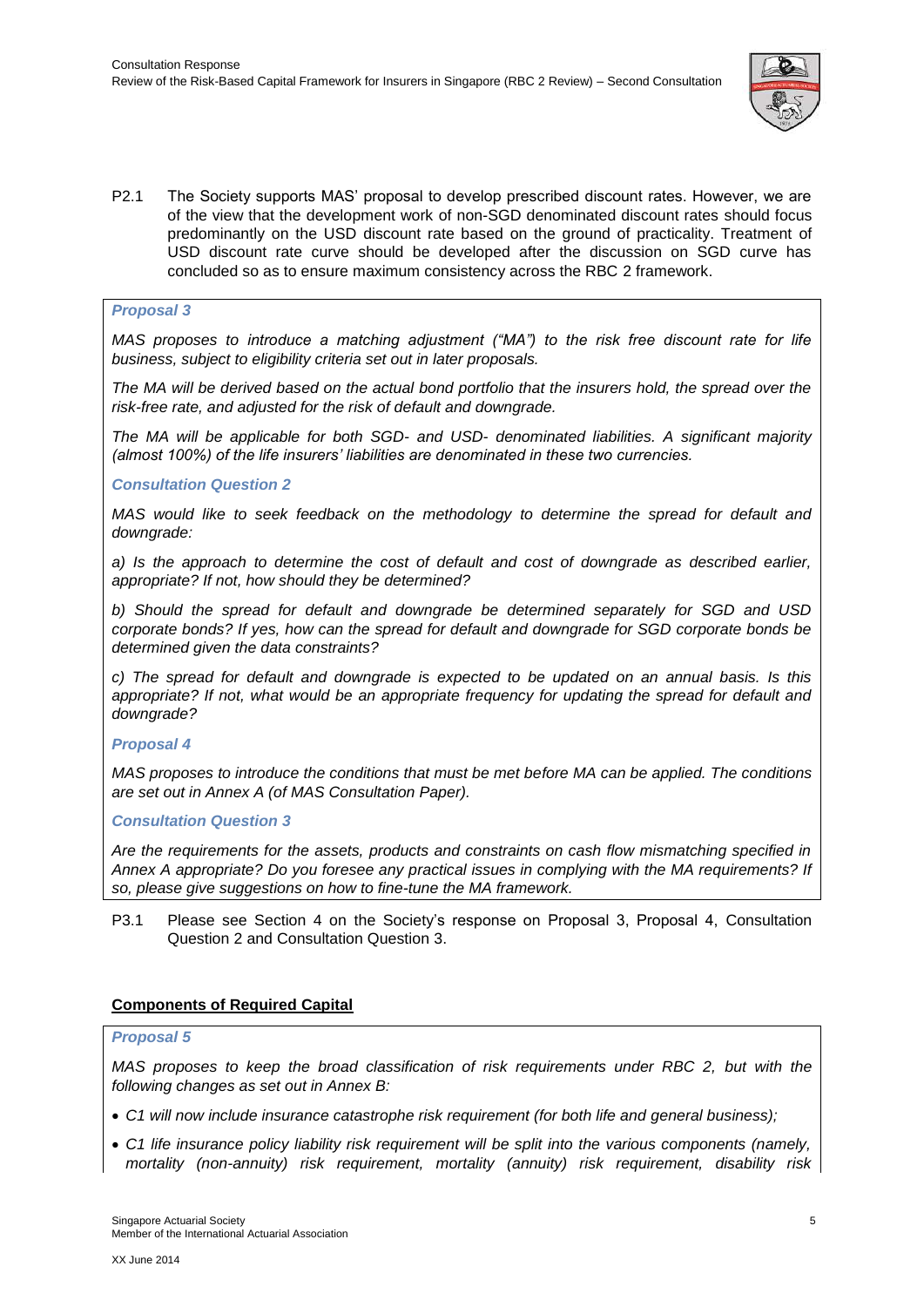P2.1 The Society supports MAS' proposal to develop prescribed discount rates. However, we are of the view that the development work of non-SGD denominated discount rates should focus predominantly on the USD discount rate based on the ground of practicality. Treatment of USD discount rate curve should be developed after the discussion on SGD curve has concluded so as to ensure maximum consistency across the RBC 2 framework.

> ***Proposal 3***
>
> *MAS proposes to introduce a matching adjustment ("MA") to the risk free discount rate for life business, subject to eligibility criteria set out in later proposals.*
>
> *The MA will be derived based on the actual bond portfolio that the insurers hold, the spread over the risk-free rate, and adjusted for the risk of default and downgrade.*
>
> *The MA will be applicable for both SGD- and USD- denominated liabilities. A significant majority (almost 100%) of the life insurers' liabilities are denominated in these two currencies.*
>
> ***Consultation Question 2***
>
> *MAS would like to seek feedback on the methodology to determine the spread for default and downgrade:*
>
> *a) Is the approach to determine the cost of default and cost of downgrade as described earlier, appropriate? If not, how should they be determined?*
>
> *b) Should the spread for default and downgrade be determined separately for SGD and USD corporate bonds? If yes, how can the spread for default and downgrade for SGD corporate bonds be determined given the data constraints?*
>
> *c) The spread for default and downgrade is expected to be updated on an annual basis. Is this appropriate? If not, what would be an appropriate frequency for updating the spread for default and downgrade?*
>
> ***Proposal 4***
>
> *MAS proposes to introduce the conditions that must be met before MA can be applied. The conditions are set out in Annex A (of MAS Consultation Paper).*
>
> ***Consultation Question 3***
>
> *Are the requirements for the assets, products and constraints on cash flow mismatching specified in Annex A appropriate? Do you foresee any practical issues in complying with the MA requirements? If so, please give suggestions on how to fine-tune the MA framework.*

P3.1 Please see Section 4 on the Society's response on Proposal 3, Proposal 4, Consultation Question 2 and Consultation Question 3.

## Components of Required Capital

> ***Proposal 5***
>
> *MAS proposes to keep the broad classification of risk requirements under RBC 2, but with the following changes as set out in Annex B:*
>
> - *C1 will now include insurance catastrophe risk requirement (for both life and general business);*
> - *C1 life insurance policy liability risk requirement will be split into the various components (namely, mortality (non-annuity) risk requirement, mortality (annuity) risk requirement, disability risk*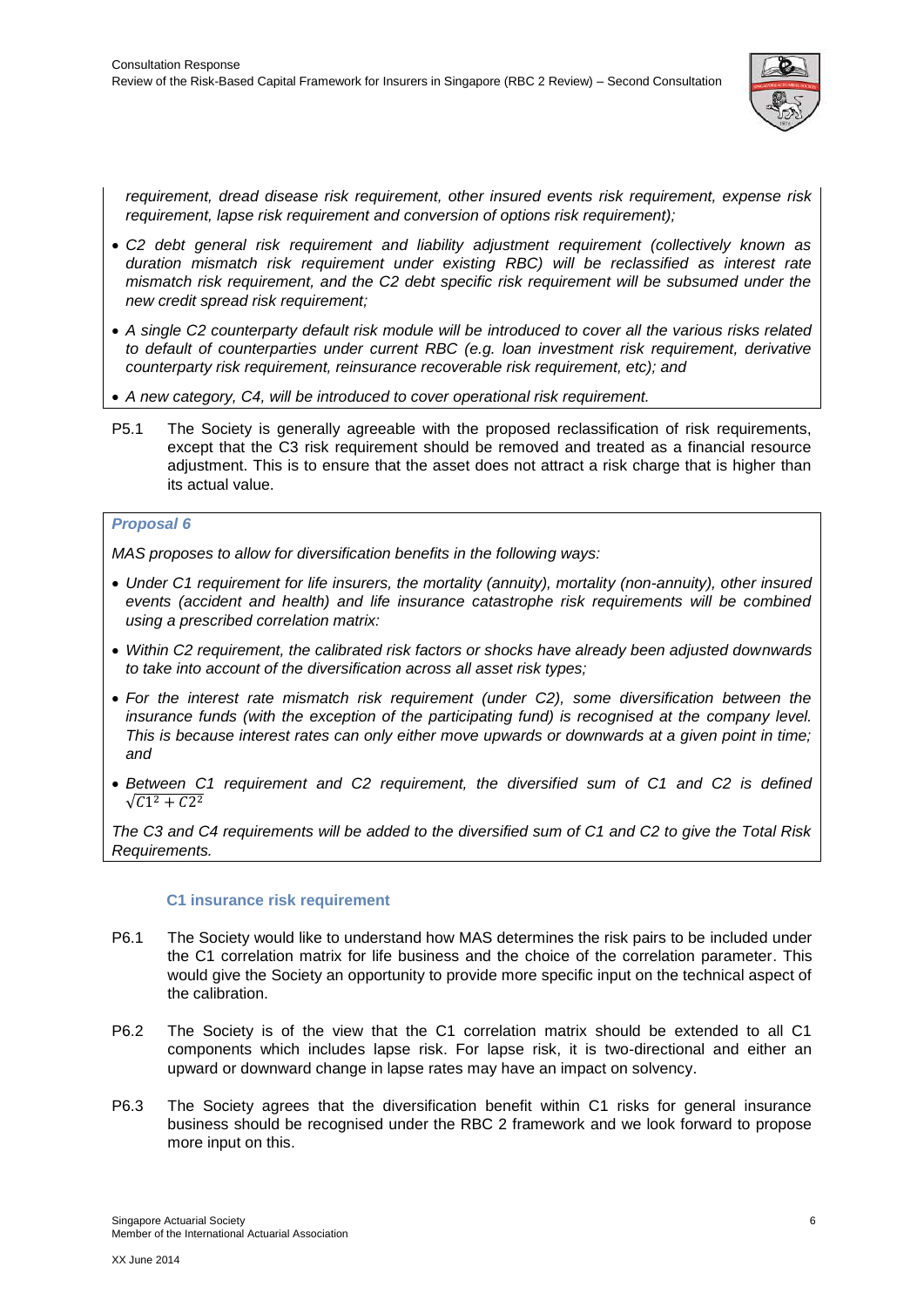*requirement, dread disease risk requirement, other insured events risk requirement, expense risk requirement, lapse risk requirement and conversion of options risk requirement);*

- *C2 debt general risk requirement and liability adjustment requirement (collectively known as duration mismatch risk requirement under existing RBC) will be reclassified as interest rate mismatch risk requirement, and the C2 debt specific risk requirement will be subsumed under the new credit spread risk requirement;*
- *A single C2 counterparty default risk module will be introduced to cover all the various risks related to default of counterparties under current RBC (e.g. loan investment risk requirement, derivative counterparty risk requirement, reinsurance recoverable risk requirement, etc); and*
- *A new category, C4, will be introduced to cover operational risk requirement.*

P5.1 The Society is generally agreeable with the proposed reclassification of risk requirements, except that the C3 risk requirement should be removed and treated as a financial resource adjustment. This is to ensure that the asset does not attract a risk charge that is higher than its actual value.

***Proposal 6***

*MAS proposes to allow for diversification benefits in the following ways:*

- *Under C1 requirement for life insurers, the mortality (annuity), mortality (non-annuity), other insured events (accident and health) and life insurance catastrophe risk requirements will be combined using a prescribed correlation matrix:*
- *Within C2 requirement, the calibrated risk factors or shocks have already been adjusted downwards to take into account of the diversification across all asset risk types;*
- *For the interest rate mismatch risk requirement (under C2), some diversification between the insurance funds (with the exception of the participating fund) is recognised at the company level. This is because interest rates can only either move upwards or downwards at a given point in time; and*
- *Between C1 requirement and C2 requirement, the diversified sum of C1 and C2 is defined* $\sqrt{C1^2 + C2^2}$

*The C3 and C4 requirements will be added to the diversified sum of C1 and C2 to give the Total Risk Requirements.*

### C1 insurance risk requirement

P6.1 The Society would like to understand how MAS determines the risk pairs to be included under the C1 correlation matrix for life business and the choice of the correlation parameter. This would give the Society an opportunity to provide more specific input on the technical aspect of the calibration.

P6.2 The Society is of the view that the C1 correlation matrix should be extended to all C1 components which includes lapse risk. For lapse risk, it is two-directional and either an upward or downward change in lapse rates may have an impact on solvency.

P6.3 The Society agrees that the diversification benefit within C1 risks for general insurance business should be recognised under the RBC 2 framework and we look forward to propose more input on this.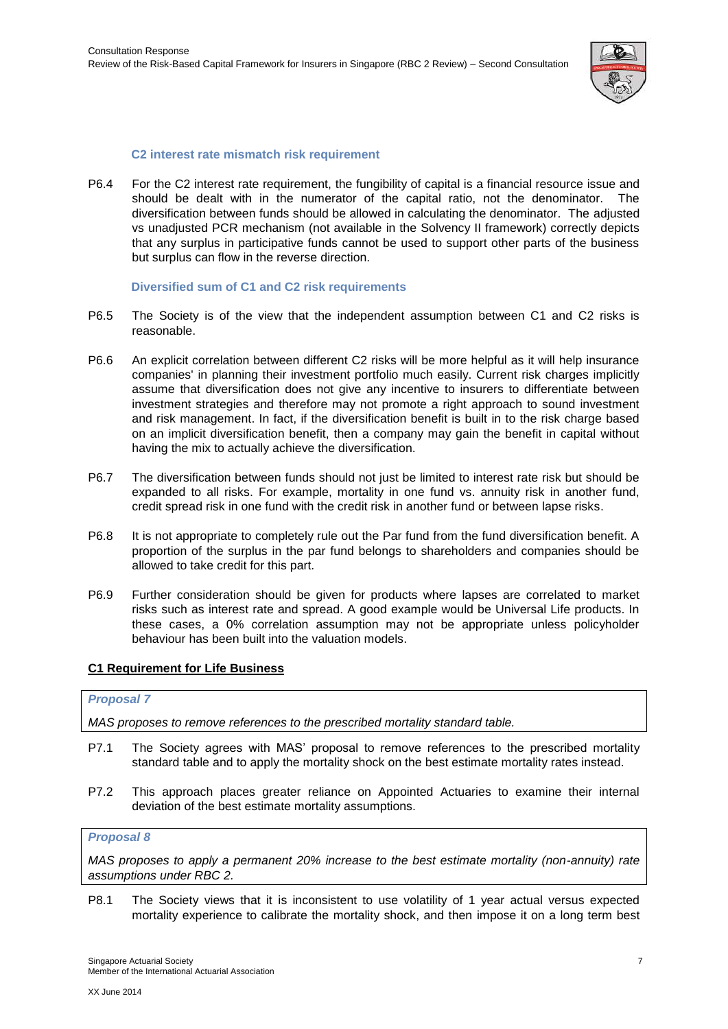### C2 interest rate mismatch risk requirement

P6.4 For the C2 interest rate requirement, the fungibility of capital is a financial resource issue and should be dealt with in the numerator of the capital ratio, not the denominator. The diversification between funds should be allowed in calculating the denominator. The adjusted vs unadjusted PCR mechanism (not available in the Solvency II framework) correctly depicts that any surplus in participative funds cannot be used to support other parts of the business but surplus can flow in the reverse direction.

### Diversified sum of C1 and C2 risk requirements

P6.5 The Society is of the view that the independent assumption between C1 and C2 risks is reasonable.

P6.6 An explicit correlation between different C2 risks will be more helpful as it will help insurance companies' in planning their investment portfolio much easily. Current risk charges implicitly assume that diversification does not give any incentive to insurers to differentiate between investment strategies and therefore may not promote a right approach to sound investment and risk management. In fact, if the diversification benefit is built in to the risk charge based on an implicit diversification benefit, then a company may gain the benefit in capital without having the mix to actually achieve the diversification.

P6.7 The diversification between funds should not just be limited to interest rate risk but should be expanded to all risks. For example, mortality in one fund vs. annuity risk in another fund, credit spread risk in one fund with the credit risk in another fund or between lapse risks.

P6.8 It is not appropriate to completely rule out the Par fund from the fund diversification benefit. A proportion of the surplus in the par fund belongs to shareholders and companies should be allowed to take credit for this part.

P6.9 Further consideration should be given for products where lapses are correlated to market risks such as interest rate and spread. A good example would be Universal Life products. In these cases, a 0% correlation assumption may not be appropriate unless policyholder behaviour has been built into the valuation models.

## C1 Requirement for Life Business

***Proposal 7***

*MAS proposes to remove references to the prescribed mortality standard table.*

P7.1 The Society agrees with MAS' proposal to remove references to the prescribed mortality standard table and to apply the mortality shock on the best estimate mortality rates instead.

P7.2 This approach places greater reliance on Appointed Actuaries to examine their internal deviation of the best estimate mortality assumptions.

***Proposal 8***

*MAS proposes to apply a permanent 20% increase to the best estimate mortality (non-annuity) rate assumptions under RBC 2.*

P8.1 The Society views that it is inconsistent to use volatility of 1 year actual versus expected mortality experience to calibrate the mortality shock, and then impose it on a long term best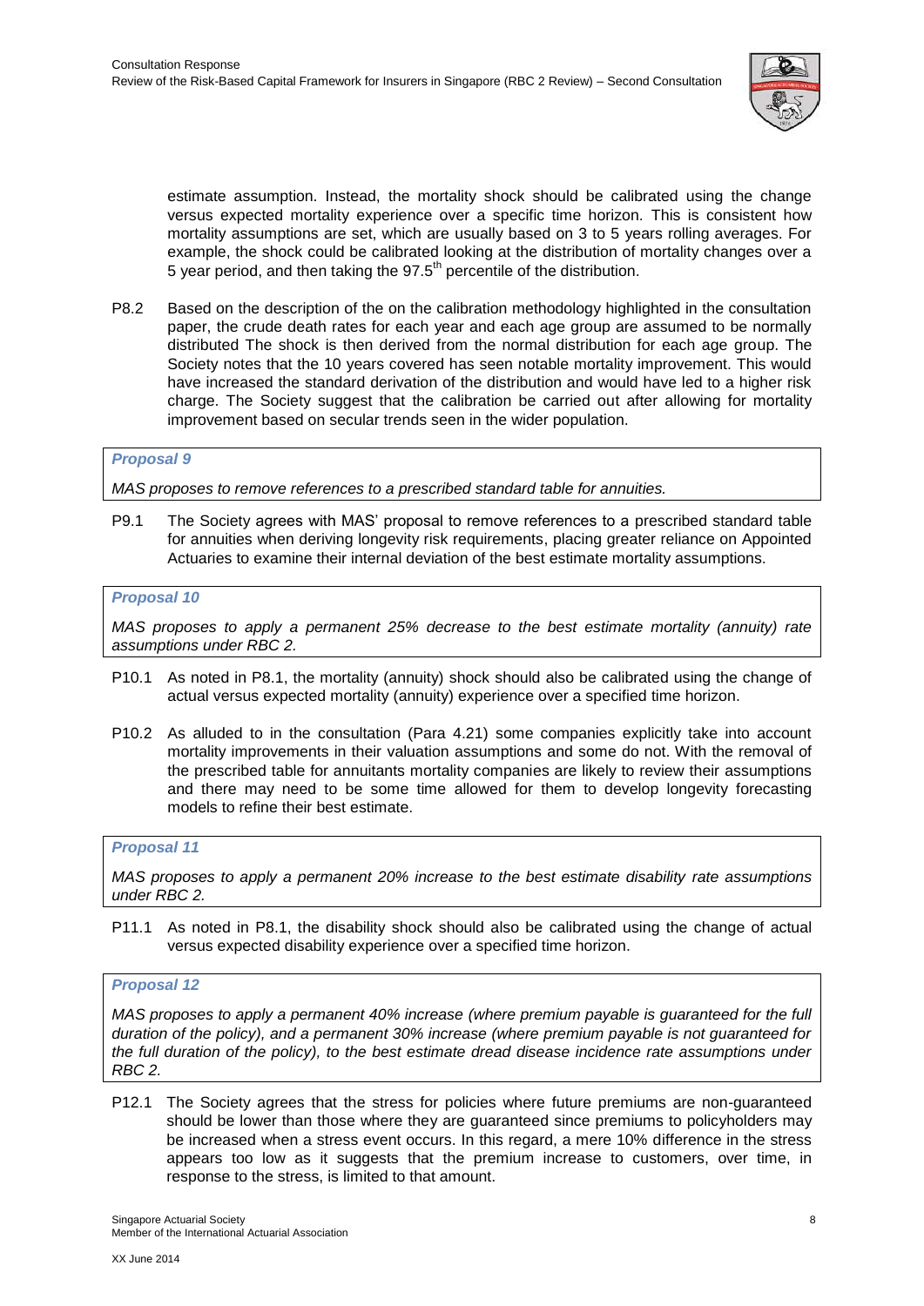estimate assumption. Instead, the mortality shock should be calibrated using the change versus expected mortality experience over a specific time horizon. This is consistent how mortality assumptions are set, which are usually based on 3 to 5 years rolling averages. For example, the shock could be calibrated looking at the distribution of mortality changes over a 5 year period, and then taking the 97.5th percentile of the distribution.

P8.2 Based on the description of the on the calibration methodology highlighted in the consultation paper, the crude death rates for each year and each age group are assumed to be normally distributed The shock is then derived from the normal distribution for each age group. The Society notes that the 10 years covered has seen notable mortality improvement. This would have increased the standard derivation of the distribution and would have led to a higher risk charge. The Society suggest that the calibration be carried out after allowing for mortality improvement based on secular trends seen in the wider population.

***Proposal 9***

*MAS proposes to remove references to a prescribed standard table for annuities.*

P9.1 The Society agrees with MAS' proposal to remove references to a prescribed standard table for annuities when deriving longevity risk requirements, placing greater reliance on Appointed Actuaries to examine their internal deviation of the best estimate mortality assumptions.

***Proposal 10***

*MAS proposes to apply a permanent 25% decrease to the best estimate mortality (annuity) rate assumptions under RBC 2.*

P10.1 As noted in P8.1, the mortality (annuity) shock should also be calibrated using the change of actual versus expected mortality (annuity) experience over a specified time horizon.

P10.2 As alluded to in the consultation (Para 4.21) some companies explicitly take into account mortality improvements in their valuation assumptions and some do not. With the removal of the prescribed table for annuitants mortality companies are likely to review their assumptions and there may need to be some time allowed for them to develop longevity forecasting models to refine their best estimate.

***Proposal 11***

*MAS proposes to apply a permanent 20% increase to the best estimate disability rate assumptions under RBC 2.*

P11.1 As noted in P8.1, the disability shock should also be calibrated using the change of actual versus expected disability experience over a specified time horizon.

***Proposal 12***

*MAS proposes to apply a permanent 40% increase (where premium payable is guaranteed for the full duration of the policy), and a permanent 30% increase (where premium payable is not guaranteed for the full duration of the policy), to the best estimate dread disease incidence rate assumptions under RBC 2.*

P12.1 The Society agrees that the stress for policies where future premiums are non-guaranteed should be lower than those where they are guaranteed since premiums to policyholders may be increased when a stress event occurs. In this regard, a mere 10% difference in the stress appears too low as it suggests that the premium increase to customers, over time, in response to the stress, is limited to that amount.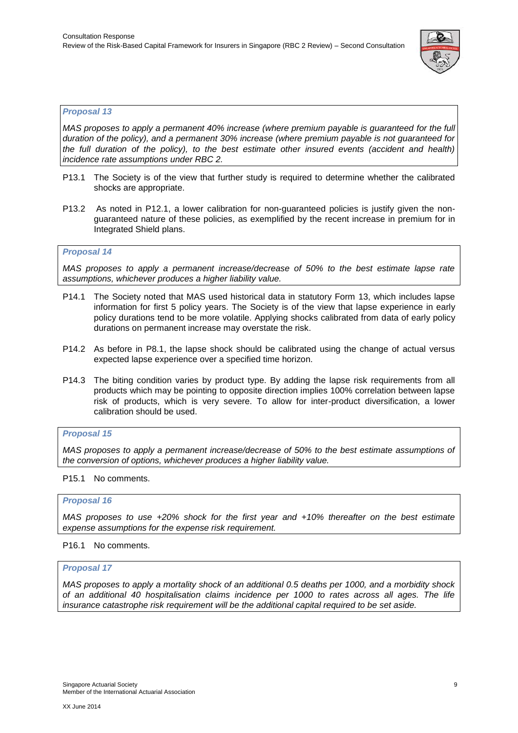***Proposal 13***

*MAS proposes to apply a permanent 40% increase (where premium payable is guaranteed for the full duration of the policy), and a permanent 30% increase (where premium payable is not guaranteed for the full duration of the policy), to the best estimate other insured events (accident and health) incidence rate assumptions under RBC 2.*

P13.1 The Society is of the view that further study is required to determine whether the calibrated shocks are appropriate.

P13.2 As noted in P12.1, a lower calibration for non-guaranteed policies is justify given the non-guaranteed nature of these policies, as exemplified by the recent increase in premium for in Integrated Shield plans.

***Proposal 14***

*MAS proposes to apply a permanent increase/decrease of 50% to the best estimate lapse rate assumptions, whichever produces a higher liability value.*

P14.1 The Society noted that MAS used historical data in statutory Form 13, which includes lapse information for first 5 policy years. The Society is of the view that lapse experience in early policy durations tend to be more volatile. Applying shocks calibrated from data of early policy durations on permanent increase may overstate the risk.

P14.2 As before in P8.1, the lapse shock should be calibrated using the change of actual versus expected lapse experience over a specified time horizon.

P14.3 The biting condition varies by product type. By adding the lapse risk requirements from all products which may be pointing to opposite direction implies 100% correlation between lapse risk of products, which is very severe. To allow for inter-product diversification, a lower calibration should be used.

***Proposal 15***

*MAS proposes to apply a permanent increase/decrease of 50% to the best estimate assumptions of the conversion of options, whichever produces a higher liability value.*

P15.1 No comments.

***Proposal 16***

*MAS proposes to use +20% shock for the first year and +10% thereafter on the best estimate expense assumptions for the expense risk requirement.*

P16.1 No comments.

***Proposal 17***

*MAS proposes to apply a mortality shock of an additional 0.5 deaths per 1000, and a morbidity shock of an additional 40 hospitalisation claims incidence per 1000 to rates across all ages. The life insurance catastrophe risk requirement will be the additional capital required to be set aside.*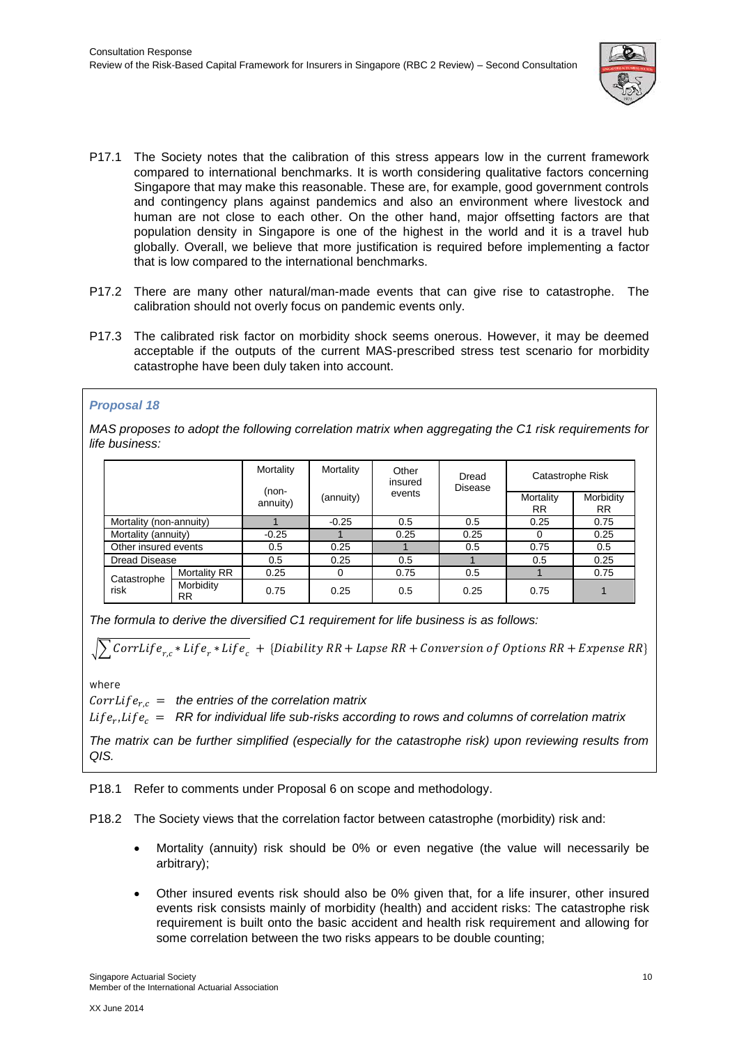P17.1 The Society notes that the calibration of this stress appears low in the current framework compared to international benchmarks. It is worth considering qualitative factors concerning Singapore that may make this reasonable. These are, for example, good government controls and contingency plans against pandemics and also an environment where livestock and human are not close to each other. On the other hand, major offsetting factors are that population density in Singapore is one of the highest in the world and it is a travel hub globally. Overall, we believe that more justification is required before implementing a factor that is low compared to the international benchmarks.

P17.2 There are many other natural/man-made events that can give rise to catastrophe. The calibration should not overly focus on pandemic events only.

P17.3 The calibrated risk factor on morbidity shock seems onerous. However, it may be deemed acceptable if the outputs of the current MAS-prescribed stress test scenario for morbidity catastrophe have been duly taken into account.

### *Proposal 18*

*MAS proposes to adopt the following correlation matrix when aggregating the C1 risk requirements for life business:*

| | | Mortality (non-annuity) | Mortality (annuity) | Other insured events | Dread Disease | Catastrophe Risk | |
|---|---|---|---|---|---|---|---|
| | | | | | | Mortality RR | Morbidity RR |
| Mortality (non-annuity) | | 1 | -0.25 | 0.5 | 0.5 | 0.25 | 0.75 |
| Mortality (annuity) | | -0.25 | 1 | 0.25 | 0.25 | 0 | 0.25 |
| Other insured events | | 0.5 | 0.25 | 1 | 0.5 | 0.75 | 0.5 |
| Dread Disease | | 0.5 | 0.25 | 0.5 | 1 | 0.5 | 0.25 |
| Catastrophe risk | Mortality RR | 0.25 | 0 | 0.75 | 0.5 | 1 | 0.75 |
| | Morbidity RR | 0.75 | 0.25 | 0.5 | 0.25 | 0.75 | 1 |

*The formula to derive the diversified C1 requirement for life business is as follows:*

$$\sqrt{\sum CorrLife_{r,c} * Life_r * Life_c} + \{Diability\ RR + Lapse\ RR + Conversion\ of\ Options\ RR + Expense\ RR\}$$

where

$CorrLife_{r,c}$ = *the entries of the correlation matrix*

$Life_r, Life_c$ = *RR for individual life sub-risks according to rows and columns of correlation matrix*

*The matrix can be further simplified (especially for the catastrophe risk) upon reviewing results from QIS.*

P18.1 Refer to comments under Proposal 6 on scope and methodology.

P18.2 The Society views that the correlation factor between catastrophe (morbidity) risk and:

- Mortality (annuity) risk should be 0% or even negative (the value will necessarily be arbitrary);
- Other insured events risk should also be 0% given that, for a life insurer, other insured events risk consists mainly of morbidity (health) and accident risks: The catastrophe risk requirement is built onto the basic accident and health risk requirement and allowing for some correlation between the two risks appears to be double counting;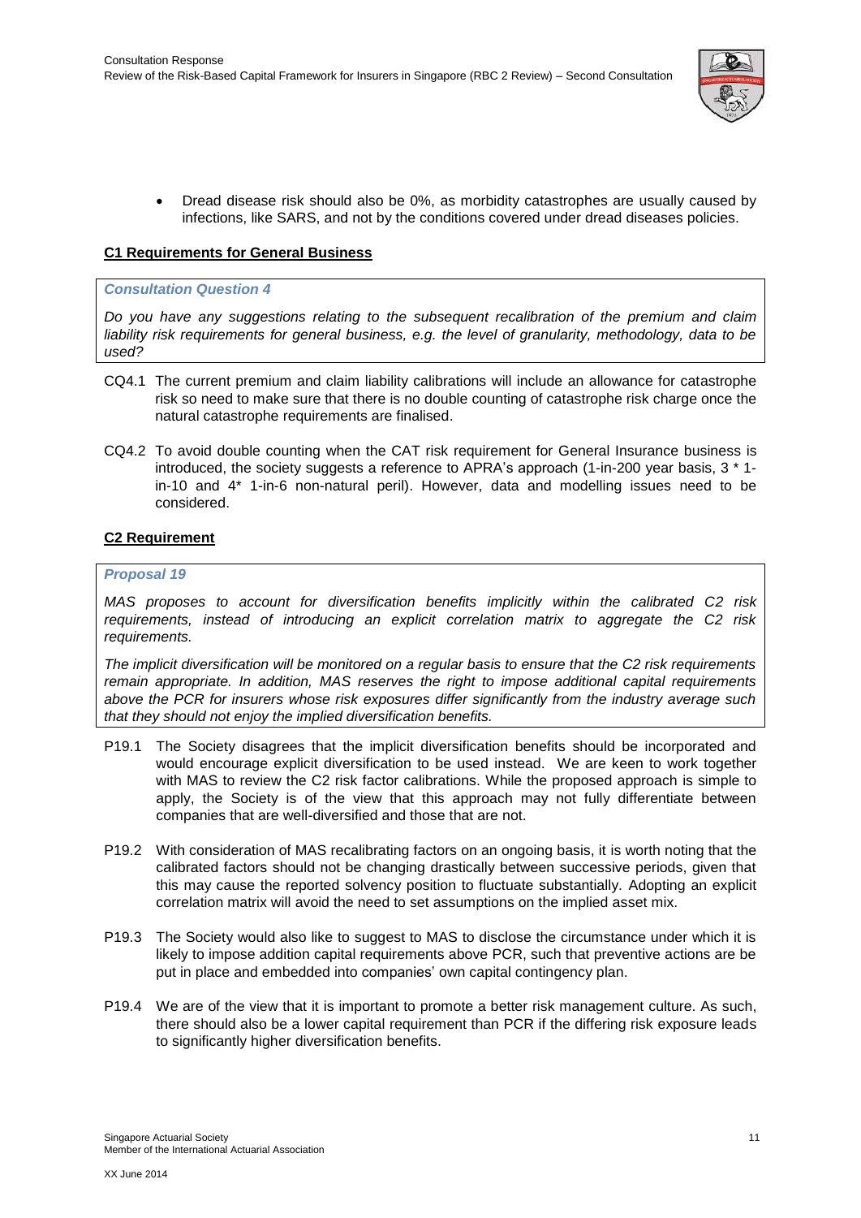- Dread disease risk should also be 0%, as morbidity catastrophes are usually caused by infections, like SARS, and not by the conditions covered under dread diseases policies.

**C1 Requirements for General Business**

> ***Consultation Question 4***
>
> *Do you have any suggestions relating to the subsequent recalibration of the premium and claim liability risk requirements for general business, e.g. the level of granularity, methodology, data to be used?*

CQ4.1 The current premium and claim liability calibrations will include an allowance for catastrophe risk so need to make sure that there is no double counting of catastrophe risk charge once the natural catastrophe requirements are finalised.

CQ4.2 To avoid double counting when the CAT risk requirement for General Insurance business is introduced, the society suggests a reference to APRA's approach (1-in-200 year basis, 3 * 1-in-10 and 4* 1-in-6 non-natural peril). However, data and modelling issues need to be considered.

**C2 Requirement**

> ***Proposal 19***
>
> *MAS proposes to account for diversification benefits implicitly within the calibrated C2 risk requirements, instead of introducing an explicit correlation matrix to aggregate the C2 risk requirements.*
>
> *The implicit diversification will be monitored on a regular basis to ensure that the C2 risk requirements remain appropriate. In addition, MAS reserves the right to impose additional capital requirements above the PCR for insurers whose risk exposures differ significantly from the industry average such that they should not enjoy the implied diversification benefits.*

P19.1 The Society disagrees that the implicit diversification benefits should be incorporated and would encourage explicit diversification to be used instead. We are keen to work together with MAS to review the C2 risk factor calibrations. While the proposed approach is simple to apply, the Society is of the view that this approach may not fully differentiate between companies that are well-diversified and those that are not.

P19.2 With consideration of MAS recalibrating factors on an ongoing basis, it is worth noting that the calibrated factors should not be changing drastically between successive periods, given that this may cause the reported solvency position to fluctuate substantially. Adopting an explicit correlation matrix will avoid the need to set assumptions on the implied asset mix.

P19.3 The Society would also like to suggest to MAS to disclose the circumstance under which it is likely to impose addition capital requirements above PCR, such that preventive actions are be put in place and embedded into companies' own capital contingency plan.

P19.4 We are of the view that it is important to promote a better risk management culture. As such, there should also be a lower capital requirement than PCR if the differing risk exposure leads to significantly higher diversification benefits.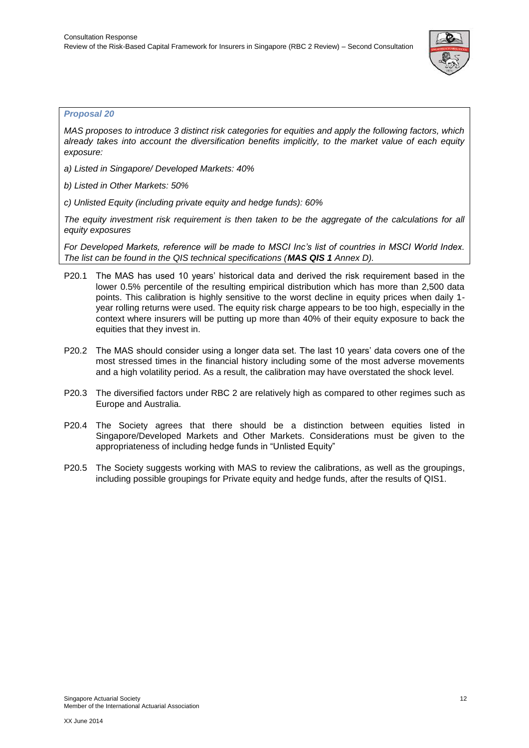***Proposal 20***

*MAS proposes to introduce 3 distinct risk categories for equities and apply the following factors, which already takes into account the diversification benefits implicitly, to the market value of each equity exposure:*

*a) Listed in Singapore/ Developed Markets: 40%*

*b) Listed in Other Markets: 50%*

*c) Unlisted Equity (including private equity and hedge funds): 60%*

*The equity investment risk requirement is then taken to be the aggregate of the calculations for all equity exposures*

*For Developed Markets, reference will be made to MSCI Inc's list of countries in MSCI World Index. The list can be found in the QIS technical specifications (**MAS QIS 1** Annex D).*

P20.1 The MAS has used 10 years' historical data and derived the risk requirement based in the lower 0.5% percentile of the resulting empirical distribution which has more than 2,500 data points. This calibration is highly sensitive to the worst decline in equity prices when daily 1-year rolling returns were used. The equity risk charge appears to be too high, especially in the context where insurers will be putting up more than 40% of their equity exposure to back the equities that they invest in.

P20.2 The MAS should consider using a longer data set. The last 10 years' data covers one of the most stressed times in the financial history including some of the most adverse movements and a high volatility period. As a result, the calibration may have overstated the shock level.

P20.3 The diversified factors under RBC 2 are relatively high as compared to other regimes such as Europe and Australia.

P20.4 The Society agrees that there should be a distinction between equities listed in Singapore/Developed Markets and Other Markets. Considerations must be given to the appropriateness of including hedge funds in "Unlisted Equity"

P20.5 The Society suggests working with MAS to review the calibrations, as well as the groupings, including possible groupings for Private equity and hedge funds, after the results of QIS1.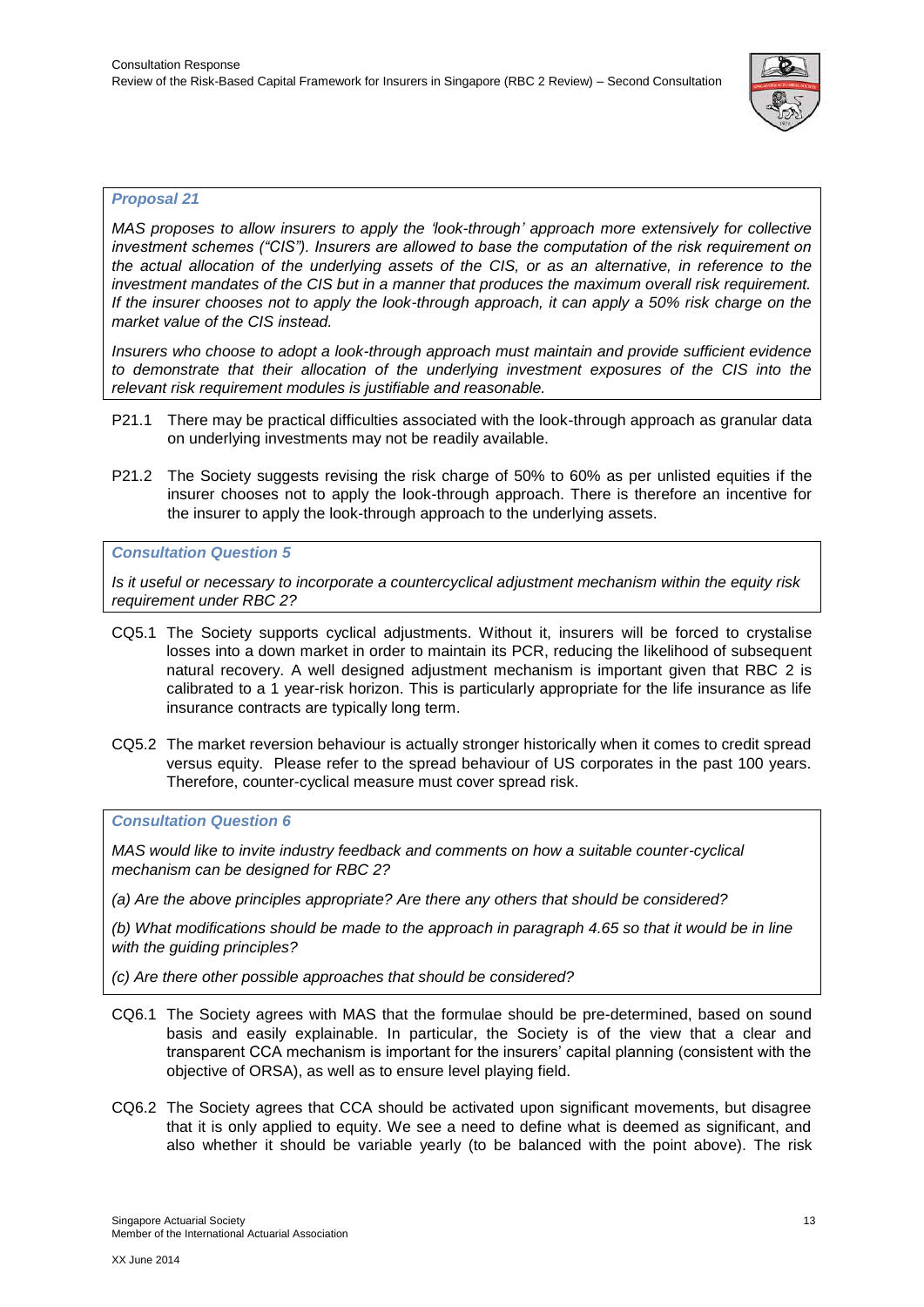***Proposal 21***

*MAS proposes to allow insurers to apply the 'look-through' approach more extensively for collective investment schemes ("CIS"). Insurers are allowed to base the computation of the risk requirement on the actual allocation of the underlying assets of the CIS, or as an alternative, in reference to the investment mandates of the CIS but in a manner that produces the maximum overall risk requirement. If the insurer chooses not to apply the look-through approach, it can apply a 50% risk charge on the market value of the CIS instead.*

*Insurers who choose to adopt a look-through approach must maintain and provide sufficient evidence to demonstrate that their allocation of the underlying investment exposures of the CIS into the relevant risk requirement modules is justifiable and reasonable.*

P21.1 There may be practical difficulties associated with the look-through approach as granular data on underlying investments may not be readily available.

P21.2 The Society suggests revising the risk charge of 50% to 60% as per unlisted equities if the insurer chooses not to apply the look-through approach. There is therefore an incentive for the insurer to apply the look-through approach to the underlying assets.

***Consultation Question 5***

*Is it useful or necessary to incorporate a countercyclical adjustment mechanism within the equity risk requirement under RBC 2?*

CQ5.1 The Society supports cyclical adjustments. Without it, insurers will be forced to crystalise losses into a down market in order to maintain its PCR, reducing the likelihood of subsequent natural recovery. A well designed adjustment mechanism is important given that RBC 2 is calibrated to a 1 year-risk horizon. This is particularly appropriate for the life insurance as life insurance contracts are typically long term.

CQ5.2 The market reversion behaviour is actually stronger historically when it comes to credit spread versus equity. Please refer to the spread behaviour of US corporates in the past 100 years. Therefore, counter-cyclical measure must cover spread risk.

***Consultation Question 6***

*MAS would like to invite industry feedback and comments on how a suitable counter-cyclical mechanism can be designed for RBC 2?*

*(a) Are the above principles appropriate? Are there any others that should be considered?*

*(b) What modifications should be made to the approach in paragraph 4.65 so that it would be in line with the guiding principles?*

*(c) Are there other possible approaches that should be considered?*

CQ6.1 The Society agrees with MAS that the formulae should be pre-determined, based on sound basis and easily explainable. In particular, the Society is of the view that a clear and transparent CCA mechanism is important for the insurers' capital planning (consistent with the objective of ORSA), as well as to ensure level playing field.

CQ6.2 The Society agrees that CCA should be activated upon significant movements, but disagree that it is only applied to equity. We see a need to define what is deemed as significant, and also whether it should be variable yearly (to be balanced with the point above). The risk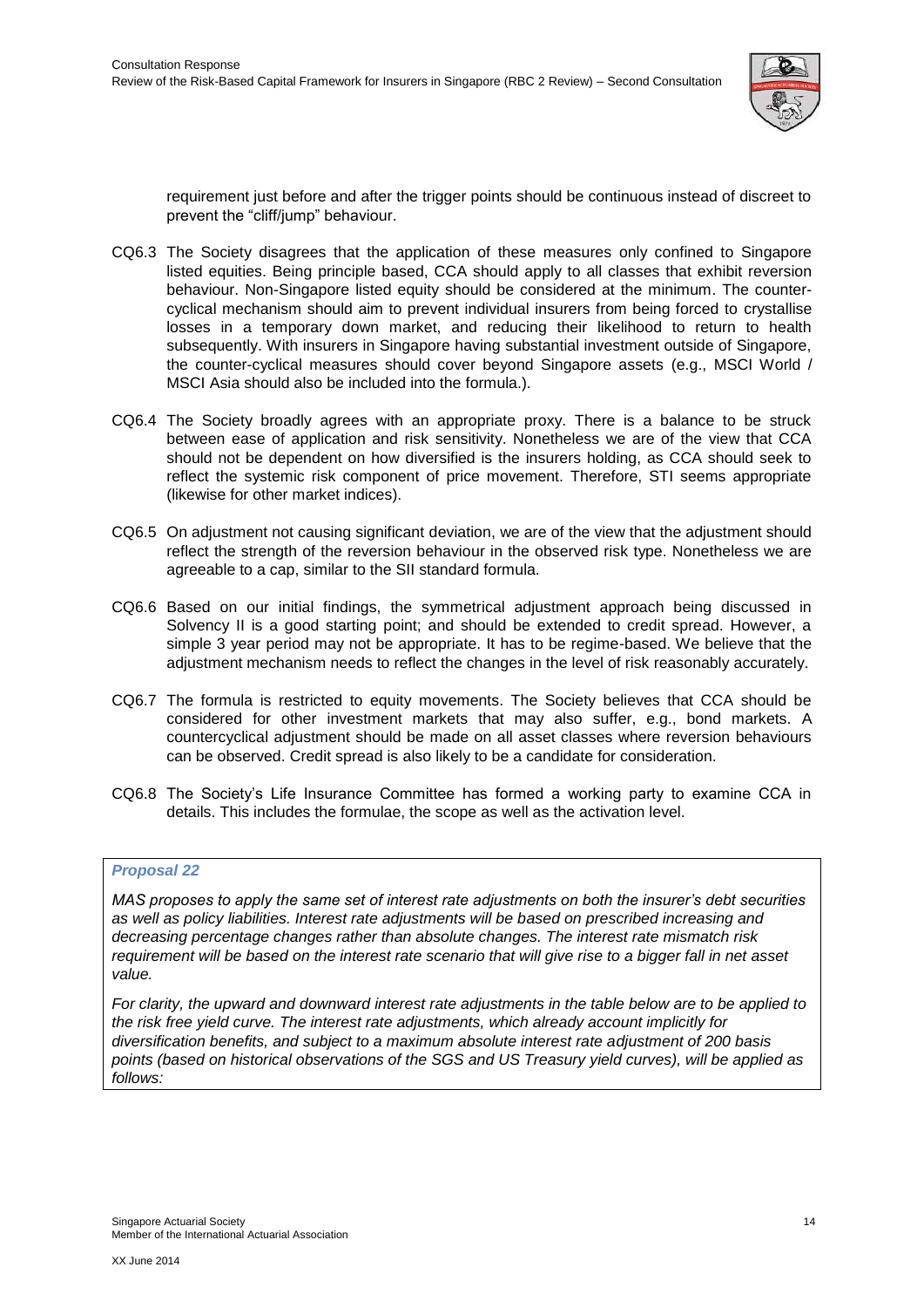requirement just before and after the trigger points should be continuous instead of discreet to prevent the "cliff/jump" behaviour.

CQ6.3 The Society disagrees that the application of these measures only confined to Singapore listed equities. Being principle based, CCA should apply to all classes that exhibit reversion behaviour. Non-Singapore listed equity should be considered at the minimum. The counter-cyclical mechanism should aim to prevent individual insurers from being forced to crystallise losses in a temporary down market, and reducing their likelihood to return to health subsequently. With insurers in Singapore having substantial investment outside of Singapore, the counter-cyclical measures should cover beyond Singapore assets (e.g., MSCI World / MSCI Asia should also be included into the formula.).

CQ6.4 The Society broadly agrees with an appropriate proxy. There is a balance to be struck between ease of application and risk sensitivity. Nonetheless we are of the view that CCA should not be dependent on how diversified is the insurers holding, as CCA should seek to reflect the systemic risk component of price movement. Therefore, STI seems appropriate (likewise for other market indices).

CQ6.5 On adjustment not causing significant deviation, we are of the view that the adjustment should reflect the strength of the reversion behaviour in the observed risk type. Nonetheless we are agreeable to a cap, similar to the SII standard formula.

CQ6.6 Based on our initial findings, the symmetrical adjustment approach being discussed in Solvency II is a good starting point; and should be extended to credit spread. However, a simple 3 year period may not be appropriate. It has to be regime-based. We believe that the adjustment mechanism needs to reflect the changes in the level of risk reasonably accurately.

CQ6.7 The formula is restricted to equity movements. The Society believes that CCA should be considered for other investment markets that may also suffer, e.g., bond markets. A countercyclical adjustment should be made on all asset classes where reversion behaviours can be observed. Credit spread is also likely to be a candidate for consideration.

CQ6.8 The Society's Life Insurance Committee has formed a working party to examine CCA in details. This includes the formulae, the scope as well as the activation level.

***Proposal 22***

*MAS proposes to apply the same set of interest rate adjustments on both the insurer's debt securities as well as policy liabilities. Interest rate adjustments will be based on prescribed increasing and decreasing percentage changes rather than absolute changes. The interest rate mismatch risk requirement will be based on the interest rate scenario that will give rise to a bigger fall in net asset value.*

*For clarity, the upward and downward interest rate adjustments in the table below are to be applied to the risk free yield curve. The interest rate adjustments, which already account implicitly for diversification benefits, and subject to a maximum absolute interest rate adjustment of 200 basis points (based on historical observations of the SGS and US Treasury yield curves), will be applied as follows:*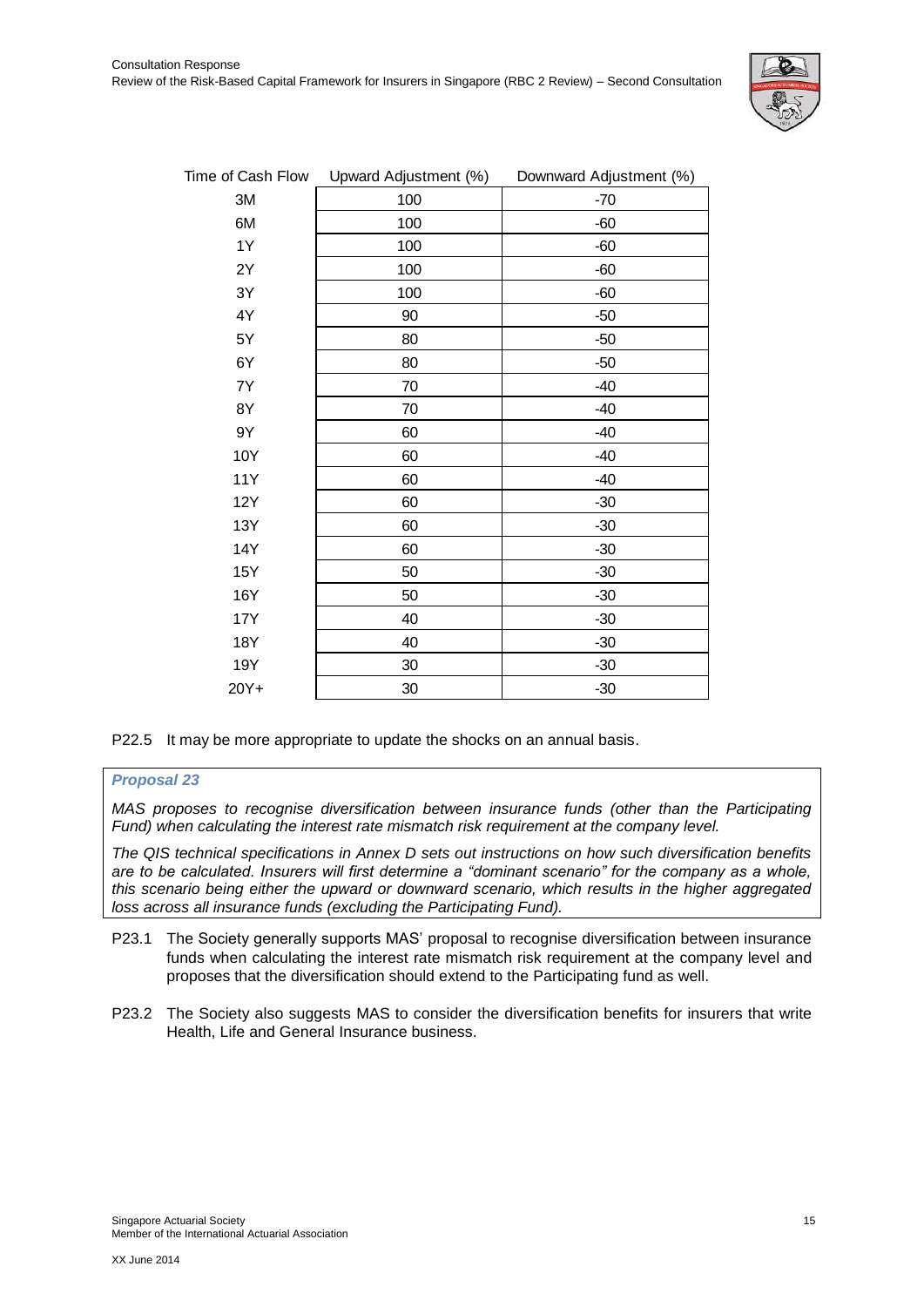| Time of Cash Flow | Upward Adjustment (%) | Downward Adjustment (%) |
|---|---|---|
| 3M | 100 | -70 |
| 6M | 100 | -60 |
| 1Y | 100 | -60 |
| 2Y | 100 | -60 |
| 3Y | 100 | -60 |
| 4Y | 90 | -50 |
| 5Y | 80 | -50 |
| 6Y | 80 | -50 |
| 7Y | 70 | -40 |
| 8Y | 70 | -40 |
| 9Y | 60 | -40 |
| 10Y | 60 | -40 |
| 11Y | 60 | -40 |
| 12Y | 60 | -30 |
| 13Y | 60 | -30 |
| 14Y | 60 | -30 |
| 15Y | 50 | -30 |
| 16Y | 50 | -30 |
| 17Y | 40 | -30 |
| 18Y | 40 | -30 |
| 19Y | 30 | -30 |
| 20Y+ | 30 | -30 |

P22.5 It may be more appropriate to update the shocks on an annual basis.

***Proposal 23***

*MAS proposes to recognise diversification between insurance funds (other than the Participating Fund) when calculating the interest rate mismatch risk requirement at the company level.*

*The QIS technical specifications in Annex D sets out instructions on how such diversification benefits are to be calculated. Insurers will first determine a "dominant scenario" for the company as a whole, this scenario being either the upward or downward scenario, which results in the higher aggregated loss across all insurance funds (excluding the Participating Fund).*

P23.1 The Society generally supports MAS' proposal to recognise diversification between insurance funds when calculating the interest rate mismatch risk requirement at the company level and proposes that the diversification should extend to the Participating fund as well.

P23.2 The Society also suggests MAS to consider the diversification benefits for insurers that write Health, Life and General Insurance business.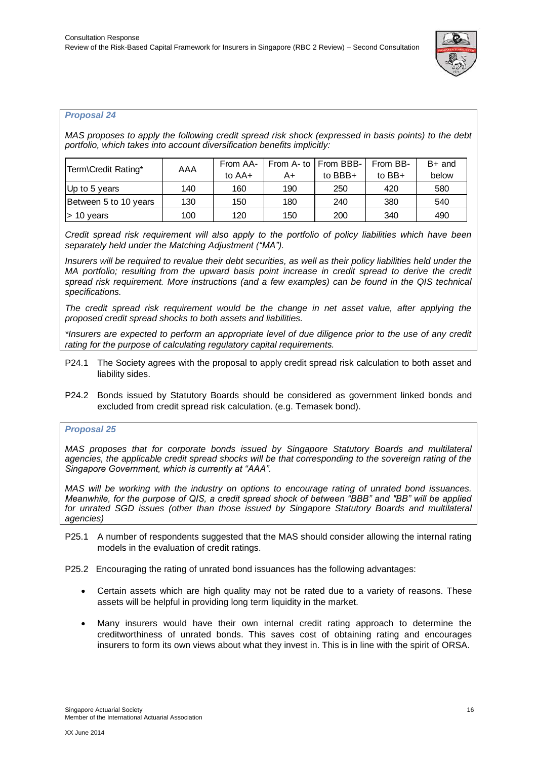*Proposal 24*

*MAS proposes to apply the following credit spread risk shock (expressed in basis points) to the debt portfolio, which takes into account diversification benefits implicitly:*

| Term\Credit Rating* | AAA | From AA- to AA+ | From A- to A+ | From BBB- to BBB+ | From BB- to BB+ | B+ and below |
|---|---|---|---|---|---|---|
| Up to 5 years | 140 | 160 | 190 | 250 | 420 | 580 |
| Between 5 to 10 years | 130 | 150 | 180 | 240 | 380 | 540 |
| > 10 years | 100 | 120 | 150 | 200 | 340 | 490 |

*Credit spread risk requirement will also apply to the portfolio of policy liabilities which have been separately held under the Matching Adjustment ("MA").*

*Insurers will be required to revalue their debt securities, as well as their policy liabilities held under the MA portfolio; resulting from the upward basis point increase in credit spread to derive the credit spread risk requirement. More instructions (and a few examples) can be found in the QIS technical specifications.*

*The credit spread risk requirement would be the change in net asset value, after applying the proposed credit spread shocks to both assets and liabilities.*

*\*Insurers are expected to perform an appropriate level of due diligence prior to the use of any credit rating for the purpose of calculating regulatory capital requirements.*

P24.1 The Society agrees with the proposal to apply credit spread risk calculation to both asset and liability sides.

P24.2 Bonds issued by Statutory Boards should be considered as government linked bonds and excluded from credit spread risk calculation. (e.g. Temasek bond).

*Proposal 25*

*MAS proposes that for corporate bonds issued by Singapore Statutory Boards and multilateral agencies, the applicable credit spread shocks will be that corresponding to the sovereign rating of the Singapore Government, which is currently at "AAA".*

*MAS will be working with the industry on options to encourage rating of unrated bond issuances. Meanwhile, for the purpose of QIS, a credit spread shock of between "BBB" and "BB" will be applied for unrated SGD issues (other than those issued by Singapore Statutory Boards and multilateral agencies)*

P25.1 A number of respondents suggested that the MAS should consider allowing the internal rating models in the evaluation of credit ratings.

P25.2 Encouraging the rating of unrated bond issuances has the following advantages:

- Certain assets which are high quality may not be rated due to a variety of reasons. These assets will be helpful in providing long term liquidity in the market.
- Many insurers would have their own internal credit rating approach to determine the creditworthiness of unrated bonds. This saves cost of obtaining rating and encourages insurers to form its own views about what they invest in. This is in line with the spirit of ORSA.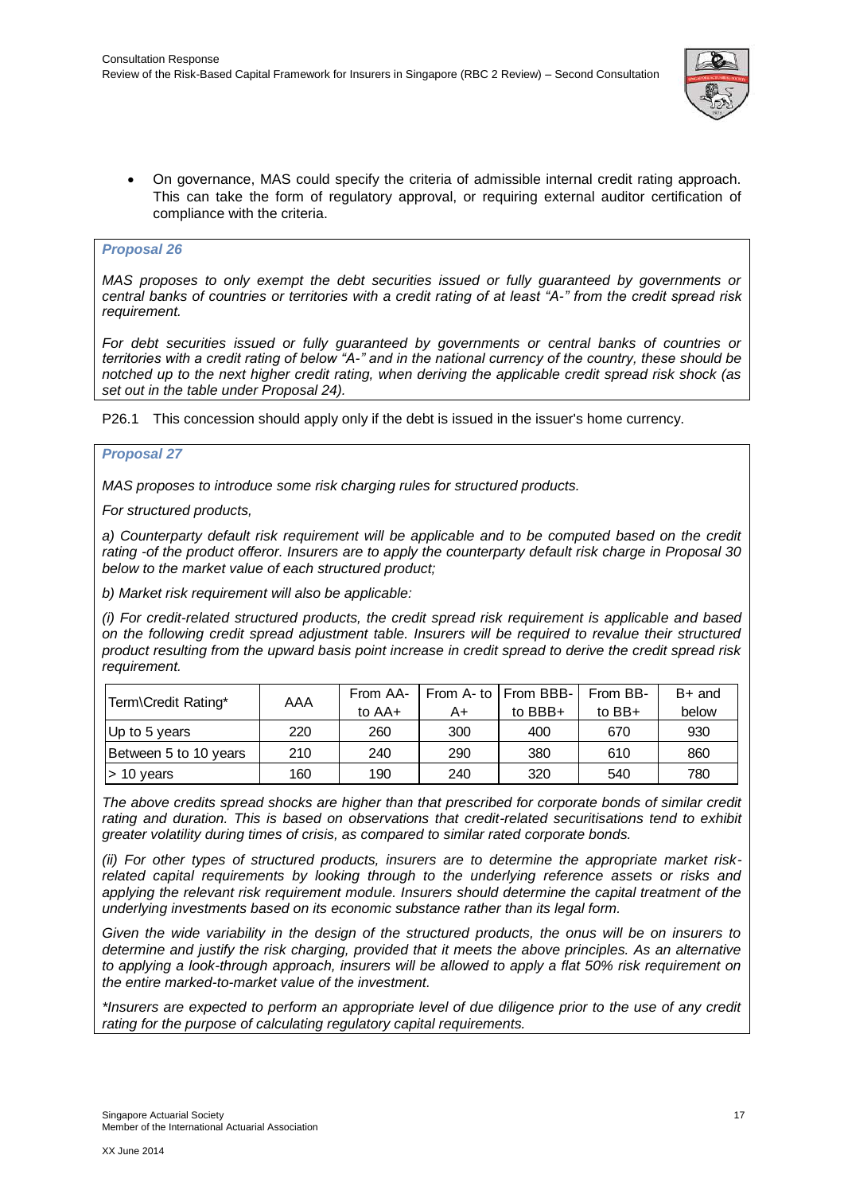- On governance, MAS could specify the criteria of admissible internal credit rating approach. This can take the form of regulatory approval, or requiring external auditor certification of compliance with the criteria.

***Proposal 26***

*MAS proposes to only exempt the debt securities issued or fully guaranteed by governments or central banks of countries or territories with a credit rating of at least "A-" from the credit spread risk requirement.*

*For debt securities issued or fully guaranteed by governments or central banks of countries or territories with a credit rating of below "A-" and in the national currency of the country, these should be notched up to the next higher credit rating, when deriving the applicable credit spread risk shock (as set out in the table under Proposal 24).*

P26.1 This concession should apply only if the debt is issued in the issuer's home currency.

***Proposal 27***

*MAS proposes to introduce some risk charging rules for structured products.*

*For structured products,*

*a) Counterparty default risk requirement will be applicable and to be computed based on the credit rating -of the product offeror. Insurers are to apply the counterparty default risk charge in Proposal 30 below to the market value of each structured product;*

*b) Market risk requirement will also be applicable:*

*(i) For credit-related structured products, the credit spread risk requirement is applicable and based on the following credit spread adjustment table. Insurers will be required to revalue their structured product resulting from the upward basis point increase in credit spread to derive the credit spread risk requirement.*

| Term\Credit Rating* | AAA | From AA- to AA+ | From A- to A+ | From BBB- to BBB+ | From BB- to BB+ | B+ and below |
|---|---|---|---|---|---|---|
| Up to 5 years | 220 | 260 | 300 | 400 | 670 | 930 |
| Between 5 to 10 years | 210 | 240 | 290 | 380 | 610 | 860 |
| > 10 years | 160 | 190 | 240 | 320 | 540 | 780 |

*The above credits spread shocks are higher than that prescribed for corporate bonds of similar credit rating and duration. This is based on observations that credit-related securitisations tend to exhibit greater volatility during times of crisis, as compared to similar rated corporate bonds.*

*(ii) For other types of structured products, insurers are to determine the appropriate market risk-related capital requirements by looking through to the underlying reference assets or risks and applying the relevant risk requirement module. Insurers should determine the capital treatment of the underlying investments based on its economic substance rather than its legal form.*

*Given the wide variability in the design of the structured products, the onus will be on insurers to determine and justify the risk charging, provided that it meets the above principles. As an alternative to applying a look-through approach, insurers will be allowed to apply a flat 50% risk requirement on the entire marked-to-market value of the investment.*

*\*Insurers are expected to perform an appropriate level of due diligence prior to the use of any credit rating for the purpose of calculating regulatory capital requirements.*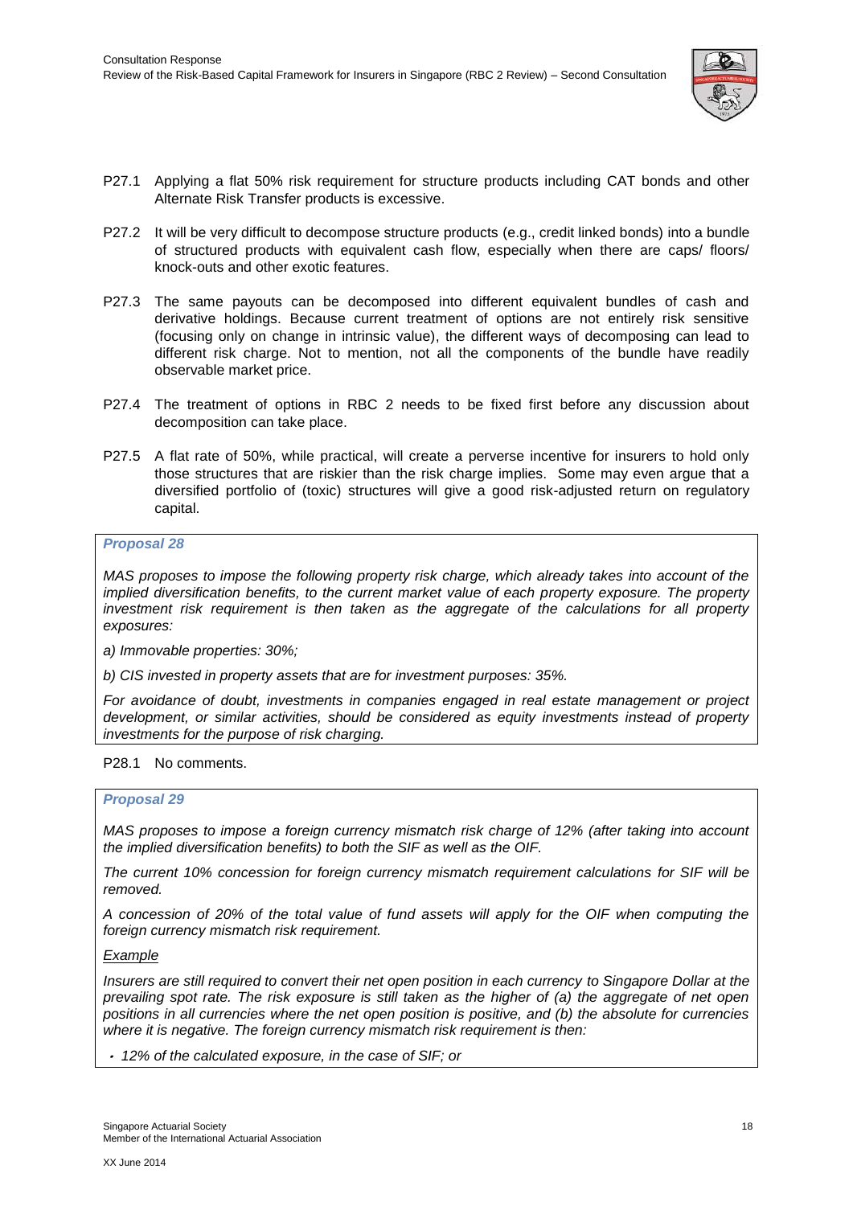P27.1 Applying a flat 50% risk requirement for structure products including CAT bonds and other Alternate Risk Transfer products is excessive.

P27.2 It will be very difficult to decompose structure products (e.g., credit linked bonds) into a bundle of structured products with equivalent cash flow, especially when there are caps/ floors/ knock-outs and other exotic features.

P27.3 The same payouts can be decomposed into different equivalent bundles of cash and derivative holdings. Because current treatment of options are not entirely risk sensitive (focusing only on change in intrinsic value), the different ways of decomposing can lead to different risk charge. Not to mention, not all the components of the bundle have readily observable market price.

P27.4 The treatment of options in RBC 2 needs to be fixed first before any discussion about decomposition can take place.

P27.5 A flat rate of 50%, while practical, will create a perverse incentive for insurers to hold only those structures that are riskier than the risk charge implies. Some may even argue that a diversified portfolio of (toxic) structures will give a good risk-adjusted return on regulatory capital.

***Proposal 28***

*MAS proposes to impose the following property risk charge, which already takes into account of the implied diversification benefits, to the current market value of each property exposure. The property investment risk requirement is then taken as the aggregate of the calculations for all property exposures:*

*a) Immovable properties: 30%;*

*b) CIS invested in property assets that are for investment purposes: 35%.*

*For avoidance of doubt, investments in companies engaged in real estate management or project development, or similar activities, should be considered as equity investments instead of property investments for the purpose of risk charging.*

P28.1 No comments.

***Proposal 29***

*MAS proposes to impose a foreign currency mismatch risk charge of 12% (after taking into account the implied diversification benefits) to both the SIF as well as the OIF.*

*The current 10% concession for foreign currency mismatch requirement calculations for SIF will be removed.*

*A concession of 20% of the total value of fund assets will apply for the OIF when computing the foreign currency mismatch risk requirement.*

*Example*

*Insurers are still required to convert their net open position in each currency to Singapore Dollar at the prevailing spot rate. The risk exposure is still taken as the higher of (a) the aggregate of net open positions in all currencies where the net open position is positive, and (b) the absolute for currencies where it is negative. The foreign currency mismatch risk requirement is then:*

- *12% of the calculated exposure, in the case of SIF; or*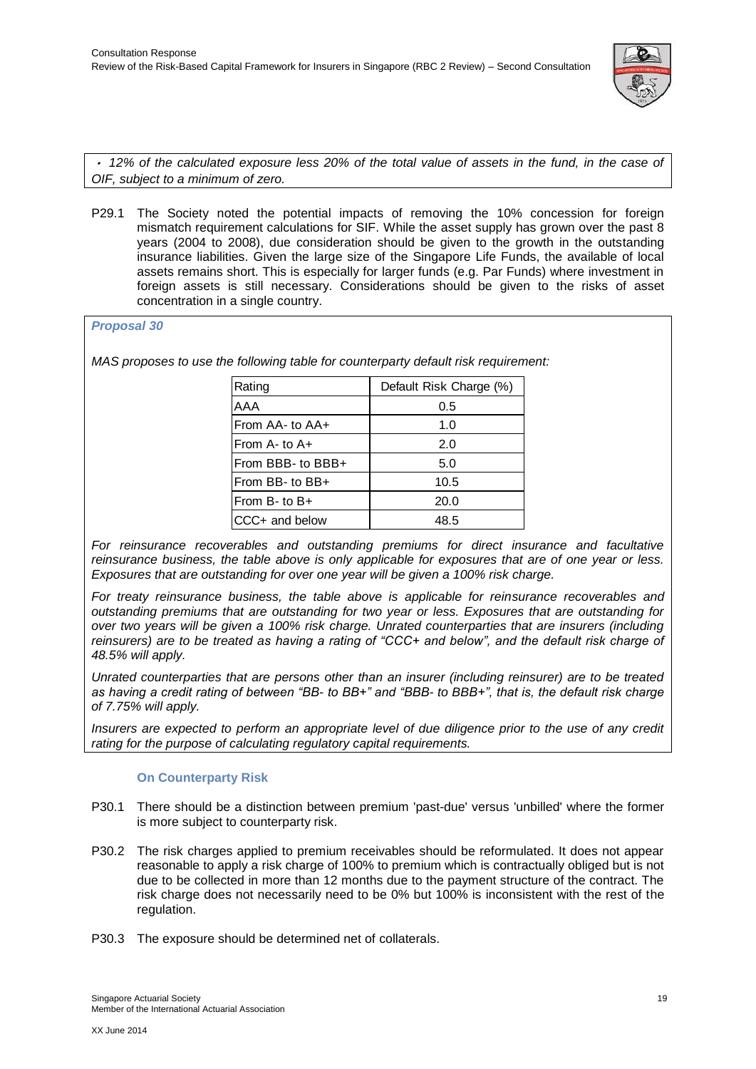*・12% of the calculated exposure less 20% of the total value of assets in the fund, in the case of OIF, subject to a minimum of zero.*

P29.1 The Society noted the potential impacts of removing the 10% concession for foreign mismatch requirement calculations for SIF. While the asset supply has grown over the past 8 years (2004 to 2008), due consideration should be given to the growth in the outstanding insurance liabilities. Given the large size of the Singapore Life Funds, the available of local assets remains short. This is especially for larger funds (e.g. Par Funds) where investment in foreign assets is still necessary. Considerations should be given to the risks of asset concentration in a single country.

***Proposal 30***

*MAS proposes to use the following table for counterparty default risk requirement:*

| Rating | Default Risk Charge (%) |
|---|---|
| AAA | 0.5 |
| From AA- to AA+ | 1.0 |
| From A- to A+ | 2.0 |
| From BBB- to BBB+ | 5.0 |
| From BB- to BB+ | 10.5 |
| From B- to B+ | 20.0 |
| CCC+ and below | 48.5 |

*For reinsurance recoverables and outstanding premiums for direct insurance and facultative reinsurance business, the table above is only applicable for exposures that are of one year or less. Exposures that are outstanding for over one year will be given a 100% risk charge.*

*For treaty reinsurance business, the table above is applicable for reinsurance recoverables and outstanding premiums that are outstanding for two year or less. Exposures that are outstanding for over two years will be given a 100% risk charge. Unrated counterparties that are insurers (including reinsurers) are to be treated as having a rating of "CCC+ and below", and the default risk charge of 48.5% will apply.*

*Unrated counterparties that are persons other than an insurer (including reinsurer) are to be treated as having a credit rating of between "BB- to BB+" and "BBB- to BBB+", that is, the default risk charge of 7.75% will apply.*

*Insurers are expected to perform an appropriate level of due diligence prior to the use of any credit rating for the purpose of calculating regulatory capital requirements.*

### On Counterparty Risk

P30.1 There should be a distinction between premium 'past-due' versus 'unbilled' where the former is more subject to counterparty risk.

P30.2 The risk charges applied to premium receivables should be reformulated. It does not appear reasonable to apply a risk charge of 100% to premium which is contractually obliged but is not due to be collected in more than 12 months due to the payment structure of the contract. The risk charge does not necessarily need to be 0% but 100% is inconsistent with the rest of the regulation.

P30.3 The exposure should be determined net of collaterals.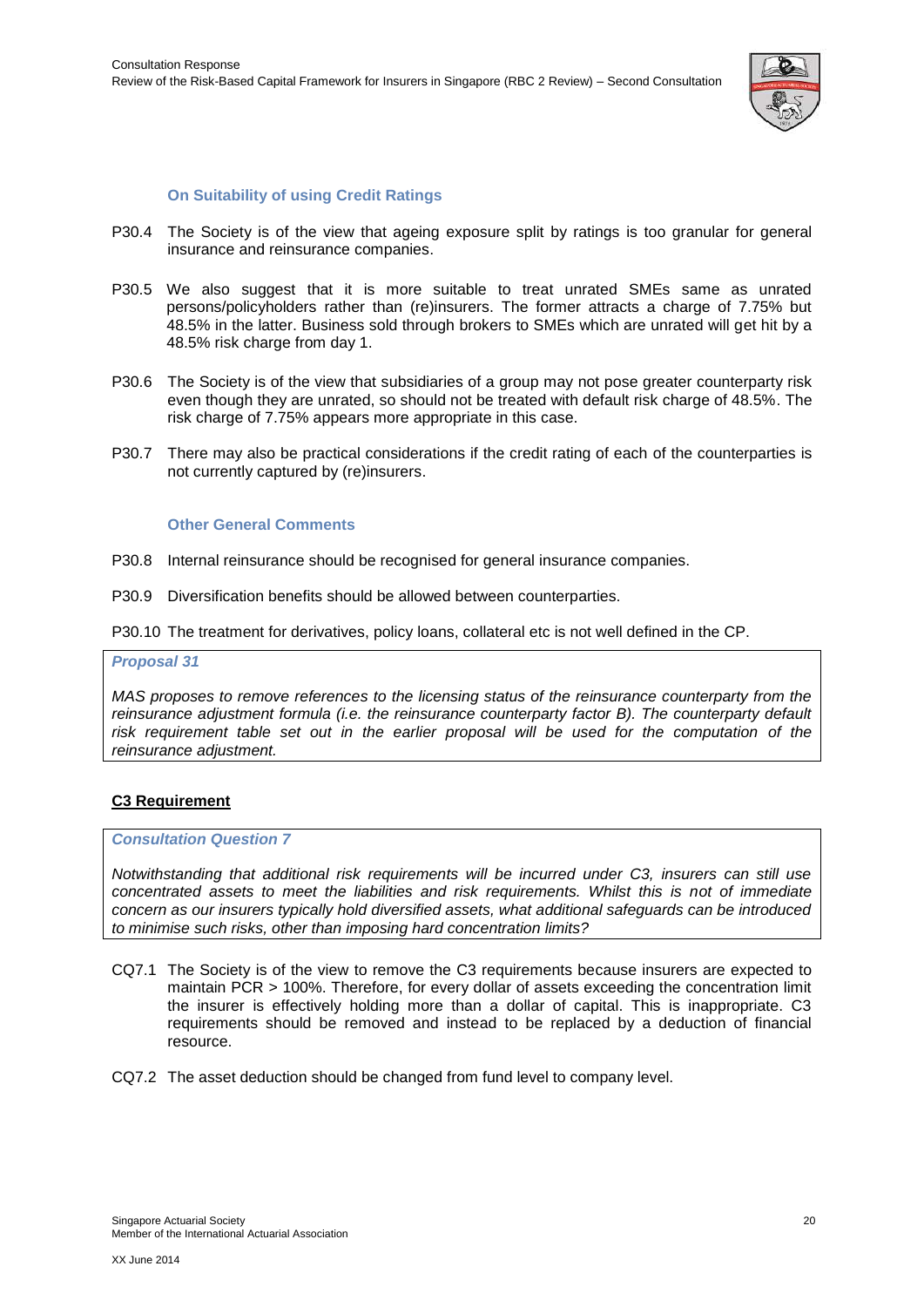### On Suitability of using Credit Ratings

P30.4 The Society is of the view that ageing exposure split by ratings is too granular for general insurance and reinsurance companies.

P30.5 We also suggest that it is more suitable to treat unrated SMEs same as unrated persons/policyholders rather than (re)insurers. The former attracts a charge of 7.75% but 48.5% in the latter. Business sold through brokers to SMEs which are unrated will get hit by a 48.5% risk charge from day 1.

P30.6 The Society is of the view that subsidiaries of a group may not pose greater counterparty risk even though they are unrated, so should not be treated with default risk charge of 48.5%. The risk charge of 7.75% appears more appropriate in this case.

P30.7 There may also be practical considerations if the credit rating of each of the counterparties is not currently captured by (re)insurers.

### Other General Comments

P30.8 Internal reinsurance should be recognised for general insurance companies.

P30.9 Diversification benefits should be allowed between counterparties.

P30.10 The treatment for derivatives, policy loans, collateral etc is not well defined in the CP.

> ***Proposal 31***
>
> *MAS proposes to remove references to the licensing status of the reinsurance counterparty from the reinsurance adjustment formula (i.e. the reinsurance counterparty factor B). The counterparty default risk requirement table set out in the earlier proposal will be used for the computation of the reinsurance adjustment.*

## **C3 Requirement**

> ***Consultation Question 7***
>
> *Notwithstanding that additional risk requirements will be incurred under C3, insurers can still use concentrated assets to meet the liabilities and risk requirements. Whilst this is not of immediate concern as our insurers typically hold diversified assets, what additional safeguards can be introduced to minimise such risks, other than imposing hard concentration limits?*

CQ7.1 The Society is of the view to remove the C3 requirements because insurers are expected to maintain PCR > 100%. Therefore, for every dollar of assets exceeding the concentration limit the insurer is effectively holding more than a dollar of capital. This is inappropriate. C3 requirements should be removed and instead to be replaced by a deduction of financial resource.

CQ7.2 The asset deduction should be changed from fund level to company level.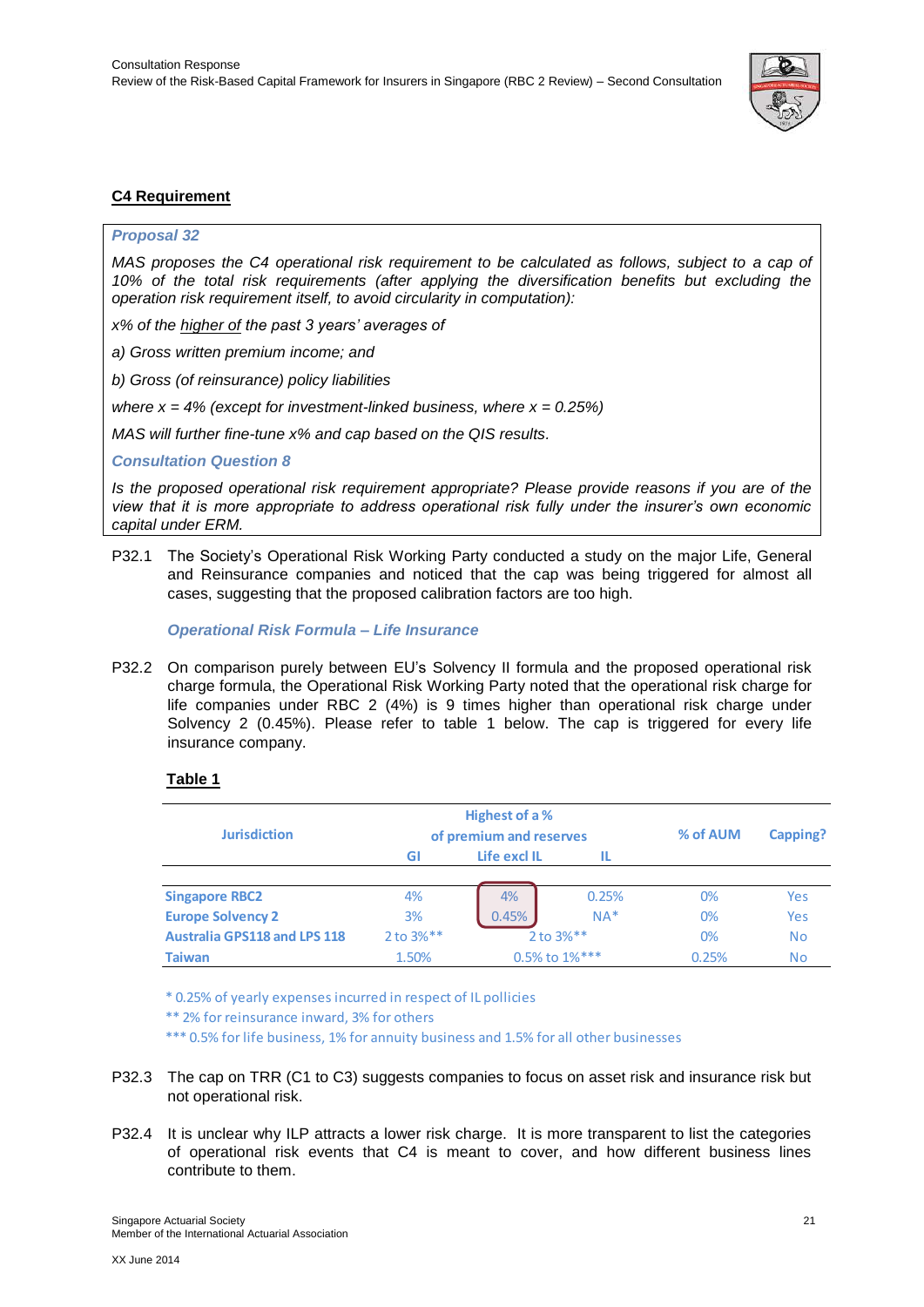## C4 Requirement

***Proposal 32***

*MAS proposes the C4 operational risk requirement to be calculated as follows, subject to a cap of 10% of the total risk requirements (after applying the diversification benefits but excluding the operation risk requirement itself, to avoid circularity in computation):*

*x% of the higher of the past 3 years' averages of*

*a) Gross written premium income; and*

*b) Gross (of reinsurance) policy liabilities*

*where x = 4% (except for investment-linked business, where x = 0.25%)*

*MAS will further fine-tune x% and cap based on the QIS results.*

***Consultation Question 8***

*Is the proposed operational risk requirement appropriate? Please provide reasons if you are of the view that it is more appropriate to address operational risk fully under the insurer's own economic capital under ERM.*

P32.1 The Society's Operational Risk Working Party conducted a study on the major Life, General and Reinsurance companies and noticed that the cap was being triggered for almost all cases, suggesting that the proposed calibration factors are too high.

***Operational Risk Formula – Life Insurance***

P32.2 On comparison purely between EU's Solvency II formula and the proposed operational risk charge formula, the Operational Risk Working Party noted that the operational risk charge for life companies under RBC 2 (4%) is 9 times higher than operational risk charge under Solvency 2 (0.45%). Please refer to table 1 below. The cap is triggered for every life insurance company.

**Table 1**

| Jurisdiction | Highest of a % of premium and reserves | | | % of AUM | Capping? |
|---|---|---|---|---|---|
| | GI | Life excl IL | IL | | |
| Singapore RBC2 | 4% | 4% | 0.25% | 0% | Yes |
| Europe Solvency 2 | 3% | 0.45% | NA* | 0% | Yes |
| Australia GPS118 and LPS 118 | 2 to 3%** | 2 to 3%** | | 0% | No |
| Taiwan | 1.50% | 0.5% to 1%*** | | 0.25% | No |

\* 0.25% of yearly expenses incurred in respect of IL pollicies

** 2% for reinsurance inward, 3% for others

*** 0.5% for life business, 1% for annuity business and 1.5% for all other businesses

P32.3 The cap on TRR (C1 to C3) suggests companies to focus on asset risk and insurance risk but not operational risk.

P32.4 It is unclear why ILP attracts a lower risk charge. It is more transparent to list the categories of operational risk events that C4 is meant to cover, and how different business lines contribute to them.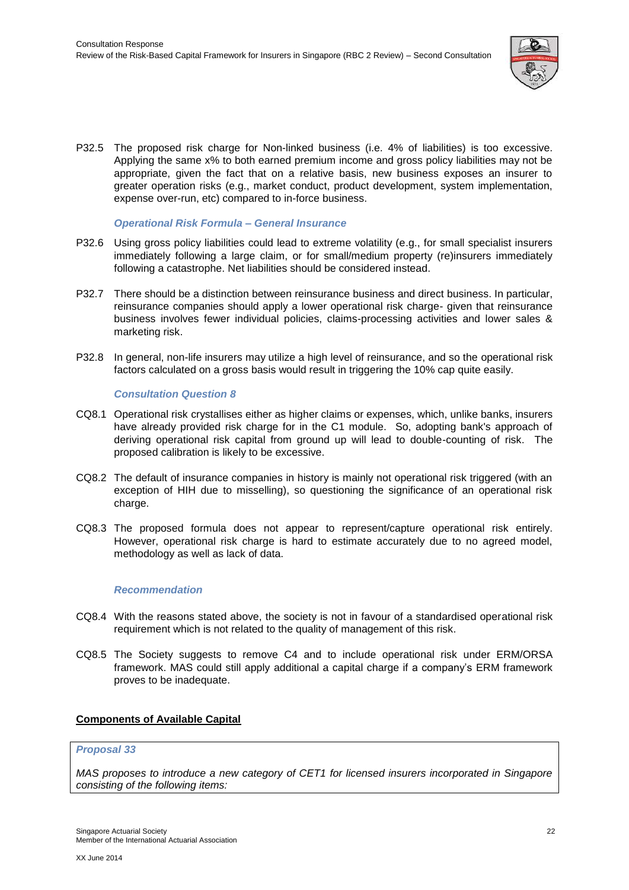P32.5 The proposed risk charge for Non-linked business (i.e. 4% of liabilities) is too excessive. Applying the same x% to both earned premium income and gross policy liabilities may not be appropriate, given the fact that on a relative basis, new business exposes an insurer to greater operation risks (e.g., market conduct, product development, system implementation, expense over-run, etc) compared to in-force business.

### *Operational Risk Formula – General Insurance*

P32.6 Using gross policy liabilities could lead to extreme volatility (e.g., for small specialist insurers immediately following a large claim, or for small/medium property (re)insurers immediately following a catastrophe. Net liabilities should be considered instead.

P32.7 There should be a distinction between reinsurance business and direct business. In particular, reinsurance companies should apply a lower operational risk charge- given that reinsurance business involves fewer individual policies, claims-processing activities and lower sales & marketing risk.

P32.8 In general, non-life insurers may utilize a high level of reinsurance, and so the operational risk factors calculated on a gross basis would result in triggering the 10% cap quite easily.

### *Consultation Question 8*

CQ8.1 Operational risk crystallises either as higher claims or expenses, which, unlike banks, insurers have already provided risk charge for in the C1 module. So, adopting bank's approach of deriving operational risk capital from ground up will lead to double-counting of risk. The proposed calibration is likely to be excessive.

CQ8.2 The default of insurance companies in history is mainly not operational risk triggered (with an exception of HIH due to misselling), so questioning the significance of an operational risk charge.

CQ8.3 The proposed formula does not appear to represent/capture operational risk entirely. However, operational risk charge is hard to estimate accurately due to no agreed model, methodology as well as lack of data.

### *Recommendation*

CQ8.4 With the reasons stated above, the society is not in favour of a standardised operational risk requirement which is not related to the quality of management of this risk.

CQ8.5 The Society suggests to remove C4 and to include operational risk under ERM/ORSA framework. MAS could still apply additional a capital charge if a company's ERM framework proves to be inadequate.

## **Components of Available Capital**

***Proposal 33***

*MAS proposes to introduce a new category of CET1 for licensed insurers incorporated in Singapore consisting of the following items:*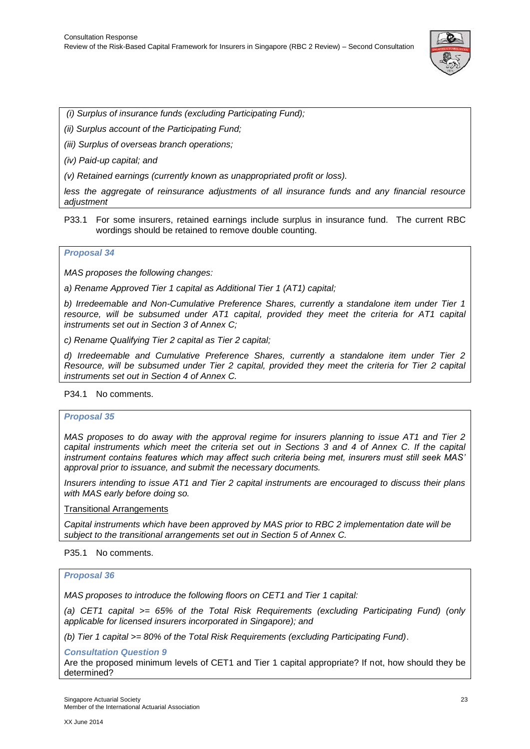*(i) Surplus of insurance funds (excluding Participating Fund);*

*(ii) Surplus account of the Participating Fund;*

*(iii) Surplus of overseas branch operations;*

*(iv) Paid-up capital; and*

*(v) Retained earnings (currently known as unappropriated profit or loss).*

*less the aggregate of reinsurance adjustments of all insurance funds and any financial resource adjustment*

P33.1 For some insurers, retained earnings include surplus in insurance fund. The current RBC wordings should be retained to remove double counting.

***Proposal 34***

*MAS proposes the following changes:*

*a) Rename Approved Tier 1 capital as Additional Tier 1 (AT1) capital;*

*b) Irredeemable and Non-Cumulative Preference Shares, currently a standalone item under Tier 1 resource, will be subsumed under AT1 capital, provided they meet the criteria for AT1 capital instruments set out in Section 3 of Annex C;*

*c) Rename Qualifying Tier 2 capital as Tier 2 capital;*

*d) Irredeemable and Cumulative Preference Shares, currently a standalone item under Tier 2 Resource, will be subsumed under Tier 2 capital, provided they meet the criteria for Tier 2 capital instruments set out in Section 4 of Annex C.*

P34.1 No comments.

***Proposal 35***

*MAS proposes to do away with the approval regime for insurers planning to issue AT1 and Tier 2 capital instruments which meet the criteria set out in Sections 3 and 4 of Annex C. If the capital instrument contains features which may affect such criteria being met, insurers must still seek MAS' approval prior to issuance, and submit the necessary documents.*

*Insurers intending to issue AT1 and Tier 2 capital instruments are encouraged to discuss their plans with MAS early before doing so.*

Transitional Arrangements

*Capital instruments which have been approved by MAS prior to RBC 2 implementation date will be subject to the transitional arrangements set out in Section 5 of Annex C.*

P35.1 No comments.

***Proposal 36***

*MAS proposes to introduce the following floors on CET1 and Tier 1 capital:*

*(a) CET1 capital >= 65% of the Total Risk Requirements (excluding Participating Fund) (only applicable for licensed insurers incorporated in Singapore); and*

*(b) Tier 1 capital >= 80% of the Total Risk Requirements (excluding Participating Fund).*

***Consultation Question 9***

Are the proposed minimum levels of CET1 and Tier 1 capital appropriate? If not, how should they be determined?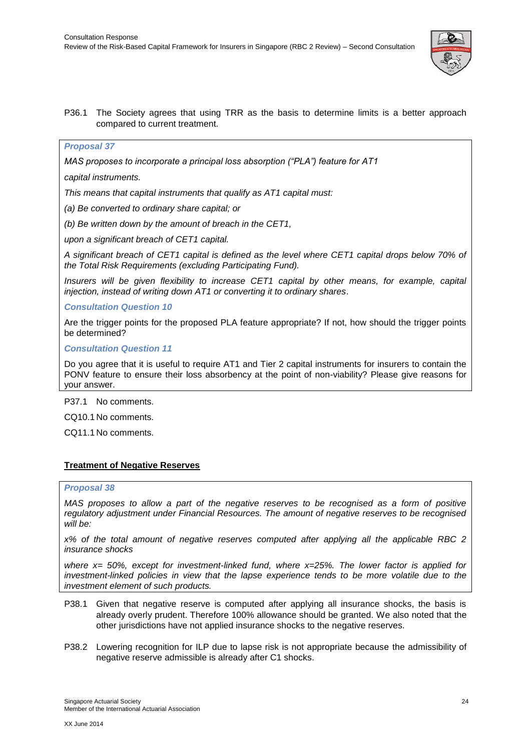P36.1 The Society agrees that using TRR as the basis to determine limits is a better approach compared to current treatment.

***Proposal 37***

*MAS proposes to incorporate a principal loss absorption ("PLA") feature for AT1 capital instruments.*

*This means that capital instruments that qualify as AT1 capital must:*

*(a) Be converted to ordinary share capital; or*

*(b) Be written down by the amount of breach in the CET1,*

*upon a significant breach of CET1 capital.*

*A significant breach of CET1 capital is defined as the level where CET1 capital drops below 70% of the Total Risk Requirements (excluding Participating Fund).*

*Insurers will be given flexibility to increase CET1 capital by other means, for example, capital injection, instead of writing down AT1 or converting it to ordinary shares*.

***Consultation Question 10***

Are the trigger points for the proposed PLA feature appropriate? If not, how should the trigger points be determined?

***Consultation Question 11***

Do you agree that it is useful to require AT1 and Tier 2 capital instruments for insurers to contain the PONV feature to ensure their loss absorbency at the point of non-viability? Please give reasons for your answer.

P37.1 No comments.

CQ10.1 No comments.

CQ11.1 No comments.

**Treatment of Negative Reserves**

***Proposal 38***

*MAS proposes to allow a part of the negative reserves to be recognised as a form of positive regulatory adjustment under Financial Resources. The amount of negative reserves to be recognised will be:*

*x% of the total amount of negative reserves computed after applying all the applicable RBC 2 insurance shocks*

*where x= 50%, except for investment-linked fund, where x=25%. The lower factor is applied for investment-linked policies in view that the lapse experience tends to be more volatile due to the investment element of such products.*

P38.1 Given that negative reserve is computed after applying all insurance shocks, the basis is already overly prudent. Therefore 100% allowance should be granted. We also noted that the other jurisdictions have not applied insurance shocks to the negative reserves.

P38.2 Lowering recognition for ILP due to lapse risk is not appropriate because the admissibility of negative reserve admissible is already after C1 shocks.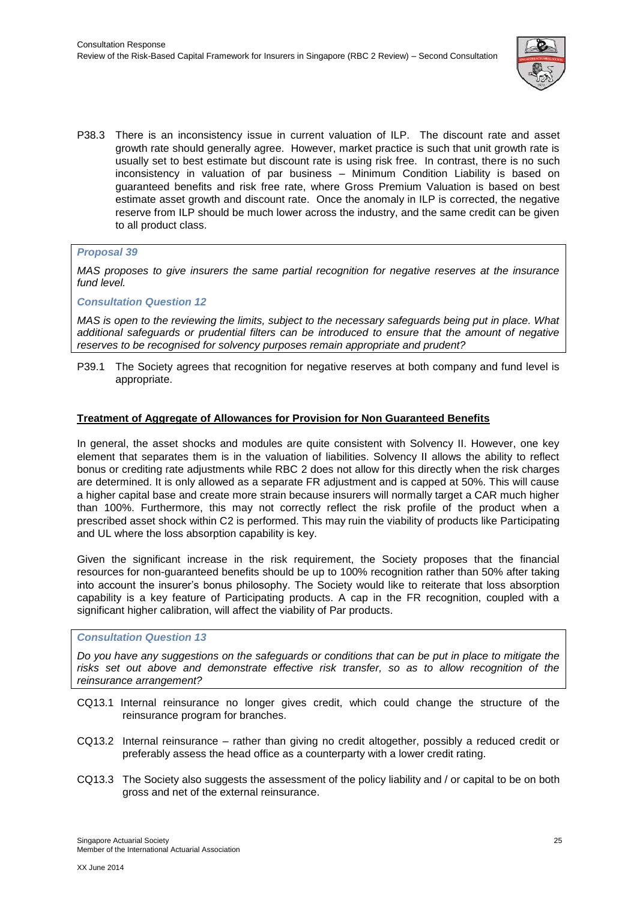P38.3 There is an inconsistency issue in current valuation of ILP. The discount rate and asset growth rate should generally agree. However, market practice is such that unit growth rate is usually set to best estimate but discount rate is using risk free. In contrast, there is no such inconsistency in valuation of par business – Minimum Condition Liability is based on guaranteed benefits and risk free rate, where Gross Premium Valuation is based on best estimate asset growth and discount rate. Once the anomaly in ILP is corrected, the negative reserve from ILP should be much lower across the industry, and the same credit can be given to all product class.

> ***Proposal 39***
>
> *MAS proposes to give insurers the same partial recognition for negative reserves at the insurance fund level.*
>
> ***Consultation Question 12***
>
> *MAS is open to the reviewing the limits, subject to the necessary safeguards being put in place. What additional safeguards or prudential filters can be introduced to ensure that the amount of negative reserves to be recognised for solvency purposes remain appropriate and prudent?*

P39.1 The Society agrees that recognition for negative reserves at both company and fund level is appropriate.

**Treatment of Aggregate of Allowances for Provision for Non Guaranteed Benefits**

In general, the asset shocks and modules are quite consistent with Solvency II. However, one key element that separates them is in the valuation of liabilities. Solvency II allows the ability to reflect bonus or crediting rate adjustments while RBC 2 does not allow for this directly when the risk charges are determined. It is only allowed as a separate FR adjustment and is capped at 50%. This will cause a higher capital base and create more strain because insurers will normally target a CAR much higher than 100%. Furthermore, this may not correctly reflect the risk profile of the product when a prescribed asset shock within C2 is performed. This may ruin the viability of products like Participating and UL where the loss absorption capability is key.

Given the significant increase in the risk requirement, the Society proposes that the financial resources for non-guaranteed benefits should be up to 100% recognition rather than 50% after taking into account the insurer's bonus philosophy. The Society would like to reiterate that loss absorption capability is a key feature of Participating products. A cap in the FR recognition, coupled with a significant higher calibration, will affect the viability of Par products.

> ***Consultation Question 13***
>
> *Do you have any suggestions on the safeguards or conditions that can be put in place to mitigate the risks set out above and demonstrate effective risk transfer, so as to allow recognition of the reinsurance arrangement?*

CQ13.1 Internal reinsurance no longer gives credit, which could change the structure of the reinsurance program for branches.

CQ13.2 Internal reinsurance – rather than giving no credit altogether, possibly a reduced credit or preferably assess the head office as a counterparty with a lower credit rating.

CQ13.3 The Society also suggests the assessment of the policy liability and / or capital to be on both gross and net of the external reinsurance.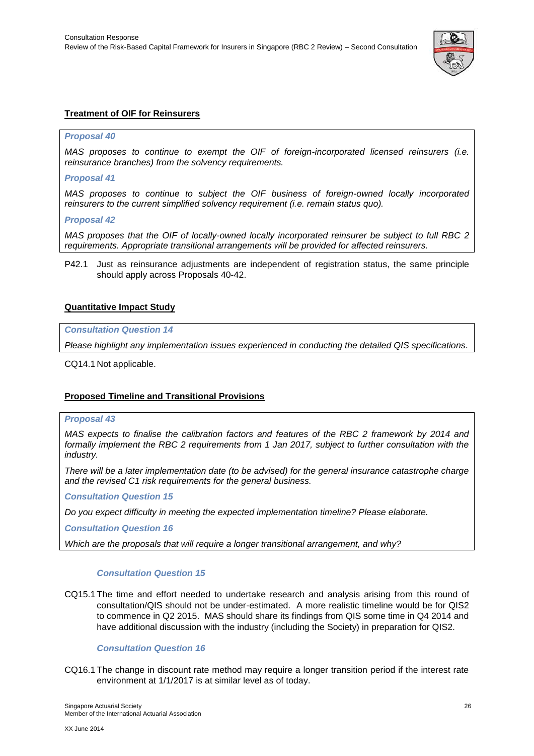**Treatment of OIF for Reinsurers**

> ***Proposal 40***
>
> *MAS proposes to continue to exempt the OIF of foreign-incorporated licensed reinsurers (i.e. reinsurance branches) from the solvency requirements.*
>
> ***Proposal 41***
>
> *MAS proposes to continue to subject the OIF business of foreign-owned locally incorporated reinsurers to the current simplified solvency requirement (i.e. remain status quo).*
>
> ***Proposal 42***
>
> *MAS proposes that the OIF of locally-owned locally incorporated reinsurer be subject to full RBC 2 requirements. Appropriate transitional arrangements will be provided for affected reinsurers.*

P42.1 Just as reinsurance adjustments are independent of registration status, the same principle should apply across Proposals 40-42.

**Quantitative Impact Study**

> ***Consultation Question 14***
>
> *Please highlight any implementation issues experienced in conducting the detailed QIS specifications.*

CQ14.1 Not applicable.

**Proposed Timeline and Transitional Provisions**

> ***Proposal 43***
>
> *MAS expects to finalise the calibration factors and features of the RBC 2 framework by 2014 and formally implement the RBC 2 requirements from 1 Jan 2017, subject to further consultation with the industry.*
>
> *There will be a later implementation date (to be advised) for the general insurance catastrophe charge and the revised C1 risk requirements for the general business.*
>
> ***Consultation Question 15***
>
> *Do you expect difficulty in meeting the expected implementation timeline? Please elaborate.*
>
> ***Consultation Question 16***
>
> *Which are the proposals that will require a longer transitional arrangement, and why?*

***Consultation Question 15***

CQ15.1 The time and effort needed to undertake research and analysis arising from this round of consultation/QIS should not be under-estimated. A more realistic timeline would be for QIS2 to commence in Q2 2015. MAS should share its findings from QIS some time in Q4 2014 and have additional discussion with the industry (including the Society) in preparation for QIS2.

***Consultation Question 16***

CQ16.1 The change in discount rate method may require a longer transition period if the interest rate environment at 1/1/2017 is at similar level as of today.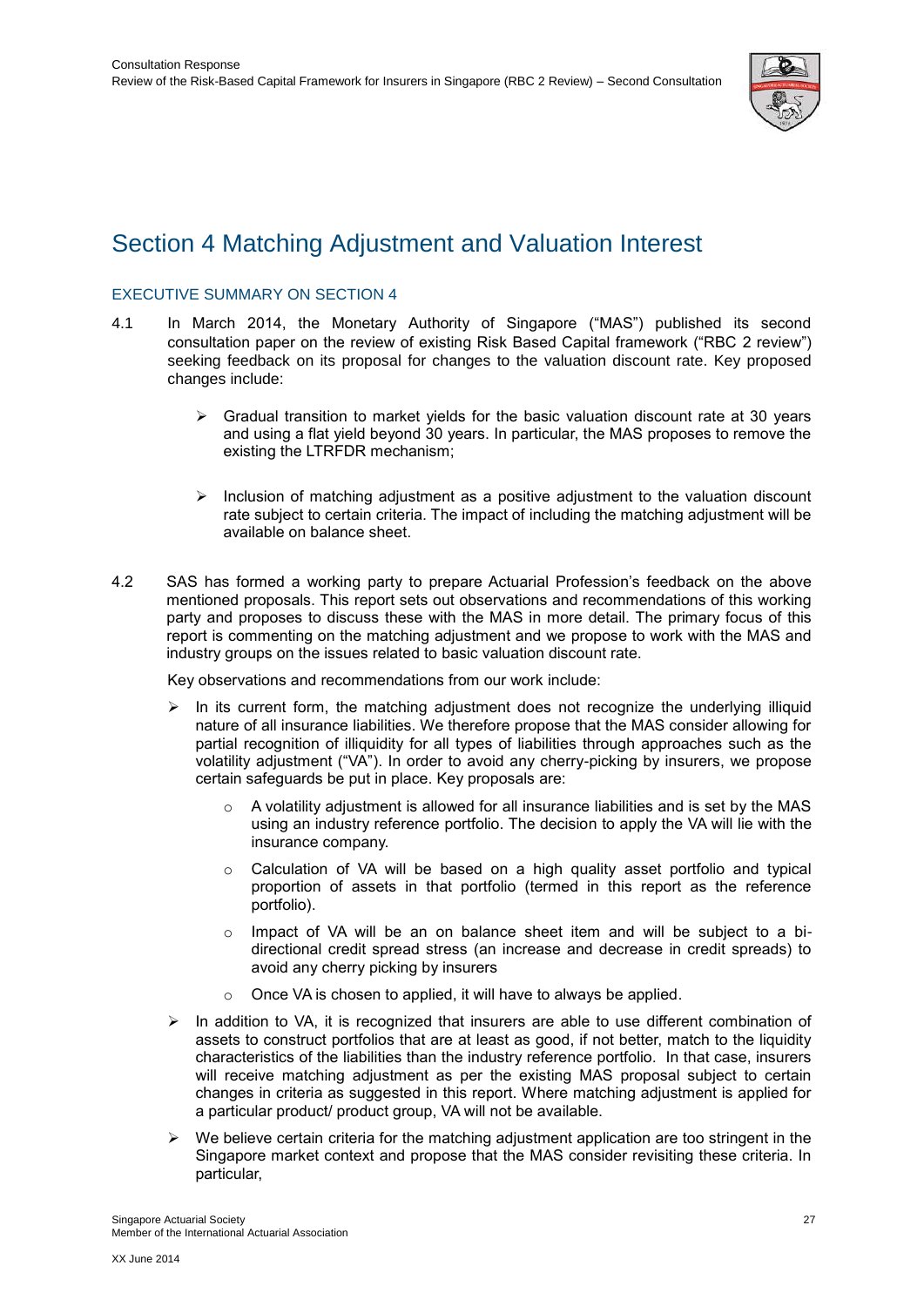# Section 4 Matching Adjustment and Valuation Interest

## EXECUTIVE SUMMARY ON SECTION 4

4.1 In March 2014, the Monetary Authority of Singapore ("MAS") published its second consultation paper on the review of existing Risk Based Capital framework ("RBC 2 review") seeking feedback on its proposal for changes to the valuation discount rate. Key proposed changes include:

- Gradual transition to market yields for the basic valuation discount rate at 30 years and using a flat yield beyond 30 years. In particular, the MAS proposes to remove the existing the LTRFDR mechanism;
- Inclusion of matching adjustment as a positive adjustment to the valuation discount rate subject to certain criteria. The impact of including the matching adjustment will be available on balance sheet.

4.2 SAS has formed a working party to prepare Actuarial Profession's feedback on the above mentioned proposals. This report sets out observations and recommendations of this working party and proposes to discuss these with the MAS in more detail. The primary focus of this report is commenting on the matching adjustment and we propose to work with the MAS and industry groups on the issues related to basic valuation discount rate.

Key observations and recommendations from our work include:

- In its current form, the matching adjustment does not recognize the underlying illiquid nature of all insurance liabilities. We therefore propose that the MAS consider allowing for partial recognition of illiquidity for all types of liabilities through approaches such as the volatility adjustment ("VA"). In order to avoid any cherry-picking by insurers, we propose certain safeguards be put in place. Key proposals are:
  - A volatility adjustment is allowed for all insurance liabilities and is set by the MAS using an industry reference portfolio. The decision to apply the VA will lie with the insurance company.
  - Calculation of VA will be based on a high quality asset portfolio and typical proportion of assets in that portfolio (termed in this report as the reference portfolio).
  - Impact of VA will be an on balance sheet item and will be subject to a bi-directional credit spread stress (an increase and decrease in credit spreads) to avoid any cherry picking by insurers
  - Once VA is chosen to applied, it will have to always be applied.
- In addition to VA, it is recognized that insurers are able to use different combination of assets to construct portfolios that are at least as good, if not better, match to the liquidity characteristics of the liabilities than the industry reference portfolio. In that case, insurers will receive matching adjustment as per the existing MAS proposal subject to certain changes in criteria as suggested in this report. Where matching adjustment is applied for a particular product/ product group, VA will not be available.
- We believe certain criteria for the matching adjustment application are too stringent in the Singapore market context and propose that the MAS consider revisiting these criteria. In particular,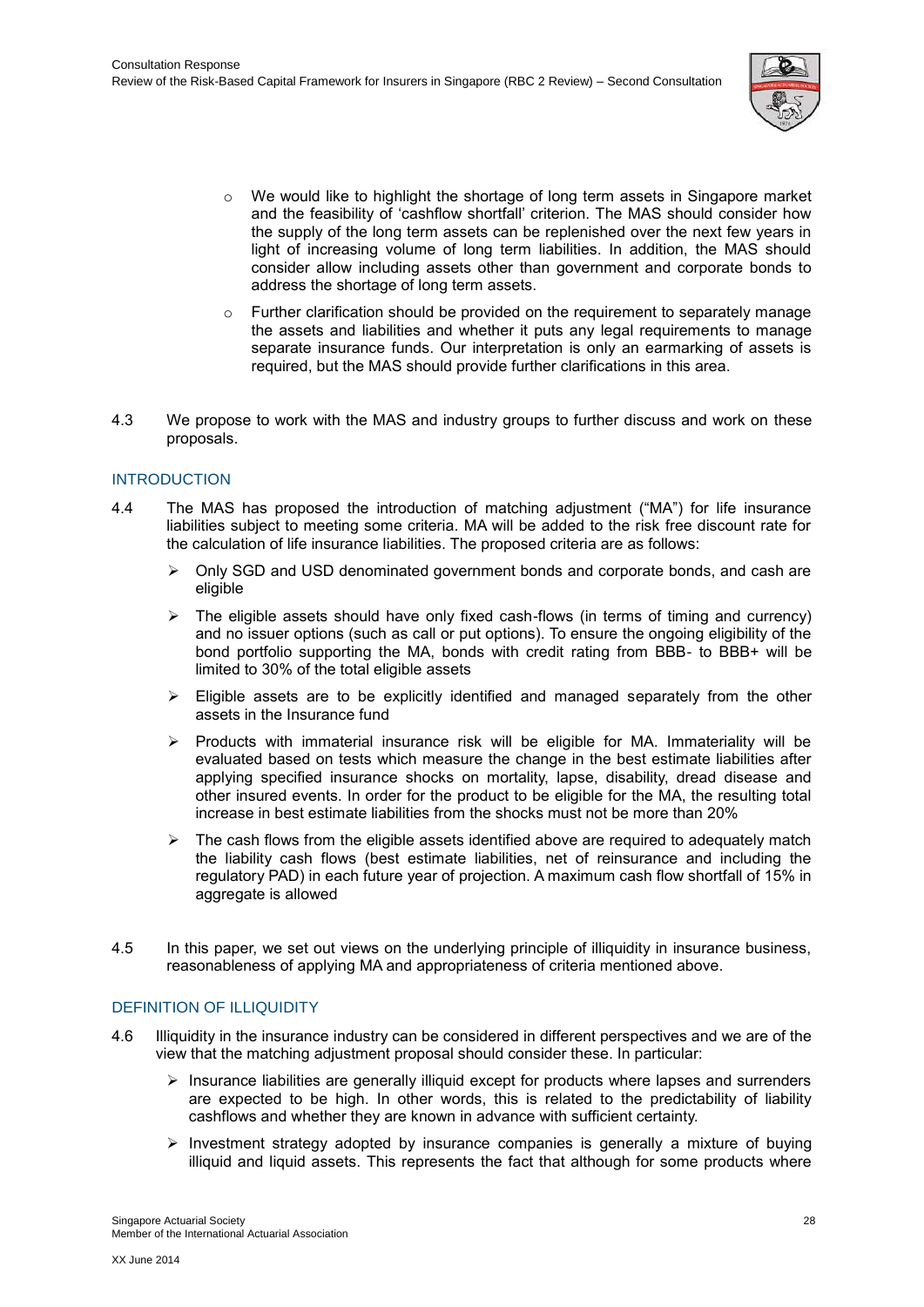- We would like to highlight the shortage of long term assets in Singapore market and the feasibility of 'cashflow shortfall' criterion. The MAS should consider how the supply of the long term assets can be replenished over the next few years in light of increasing volume of long term liabilities. In addition, the MAS should consider allow including assets other than government and corporate bonds to address the shortage of long term assets.
- Further clarification should be provided on the requirement to separately manage the assets and liabilities and whether it puts any legal requirements to manage separate insurance funds. Our interpretation is only an earmarking of assets is required, but the MAS should provide further clarifications in this area.

4.3 We propose to work with the MAS and industry groups to further discuss and work on these proposals.

## INTRODUCTION

4.4 The MAS has proposed the introduction of matching adjustment ("MA") for life insurance liabilities subject to meeting some criteria. MA will be added to the risk free discount rate for the calculation of life insurance liabilities. The proposed criteria are as follows:

- Only SGD and USD denominated government bonds and corporate bonds, and cash are eligible
- The eligible assets should have only fixed cash-flows (in terms of timing and currency) and no issuer options (such as call or put options). To ensure the ongoing eligibility of the bond portfolio supporting the MA, bonds with credit rating from BBB- to BBB+ will be limited to 30% of the total eligible assets
- Eligible assets are to be explicitly identified and managed separately from the other assets in the Insurance fund
- Products with immaterial insurance risk will be eligible for MA. Immateriality will be evaluated based on tests which measure the change in the best estimate liabilities after applying specified insurance shocks on mortality, lapse, disability, dread disease and other insured events. In order for the product to be eligible for the MA, the resulting total increase in best estimate liabilities from the shocks must not be more than 20%
- The cash flows from the eligible assets identified above are required to adequately match the liability cash flows (best estimate liabilities, net of reinsurance and including the regulatory PAD) in each future year of projection. A maximum cash flow shortfall of 15% in aggregate is allowed

4.5 In this paper, we set out views on the underlying principle of illiquidity in insurance business, reasonableness of applying MA and appropriateness of criteria mentioned above.

## DEFINITION OF ILLIQUIDITY

4.6 Illiquidity in the insurance industry can be considered in different perspectives and we are of the view that the matching adjustment proposal should consider these. In particular:

- Insurance liabilities are generally illiquid except for products where lapses and surrenders are expected to be high. In other words, this is related to the predictability of liability cashflows and whether they are known in advance with sufficient certainty.
- Investment strategy adopted by insurance companies is generally a mixture of buying illiquid and liquid assets. This represents the fact that although for some products where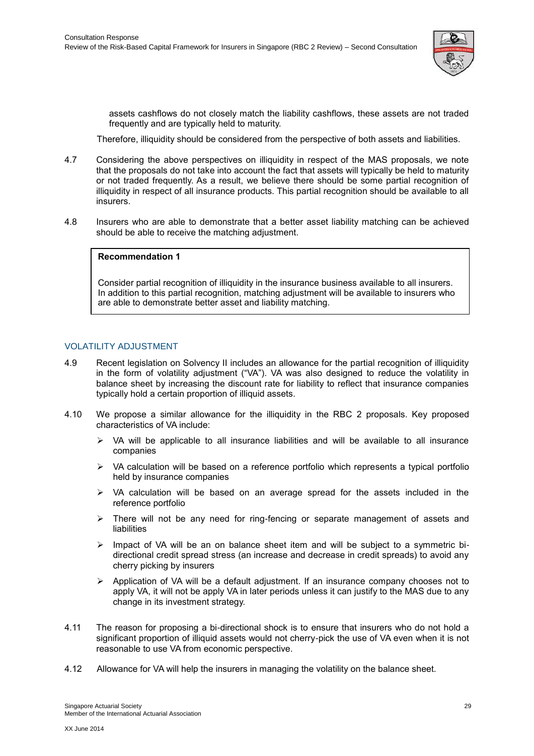assets cashflows do not closely match the liability cashflows, these assets are not traded frequently and are typically held to maturity.

Therefore, illiquidity should be considered from the perspective of both assets and liabilities.

4.7 Considering the above perspectives on illiquidity in respect of the MAS proposals, we note that the proposals do not take into account the fact that assets will typically be held to maturity or not traded frequently. As a result, we believe there should be some partial recognition of illiquidity in respect of all insurance products. This partial recognition should be available to all insurers.

4.8 Insurers who are able to demonstrate that a better asset liability matching can be achieved should be able to receive the matching adjustment.

> **Recommendation 1**
>
> Consider partial recognition of illiquidity in the insurance business available to all insurers. In addition to this partial recognition, matching adjustment will be available to insurers who are able to demonstrate better asset and liability matching.

## VOLATILITY ADJUSTMENT

4.9 Recent legislation on Solvency II includes an allowance for the partial recognition of illiquidity in the form of volatility adjustment ("VA"). VA was also designed to reduce the volatility in balance sheet by increasing the discount rate for liability to reflect that insurance companies typically hold a certain proportion of illiquid assets.

4.10 We propose a similar allowance for the illiquidity in the RBC 2 proposals. Key proposed characteristics of VA include:

- VA will be applicable to all insurance liabilities and will be available to all insurance companies
- VA calculation will be based on a reference portfolio which represents a typical portfolio held by insurance companies
- VA calculation will be based on an average spread for the assets included in the reference portfolio
- There will not be any need for ring-fencing or separate management of assets and liabilities
- Impact of VA will be an on balance sheet item and will be subject to a symmetric bi-directional credit spread stress (an increase and decrease in credit spreads) to avoid any cherry picking by insurers
- Application of VA will be a default adjustment. If an insurance company chooses not to apply VA, it will not be apply VA in later periods unless it can justify to the MAS due to any change in its investment strategy.

4.11 The reason for proposing a bi-directional shock is to ensure that insurers who do not hold a significant proportion of illiquid assets would not cherry-pick the use of VA even when it is not reasonable to use VA from economic perspective.

4.12 Allowance for VA will help the insurers in managing the volatility on the balance sheet.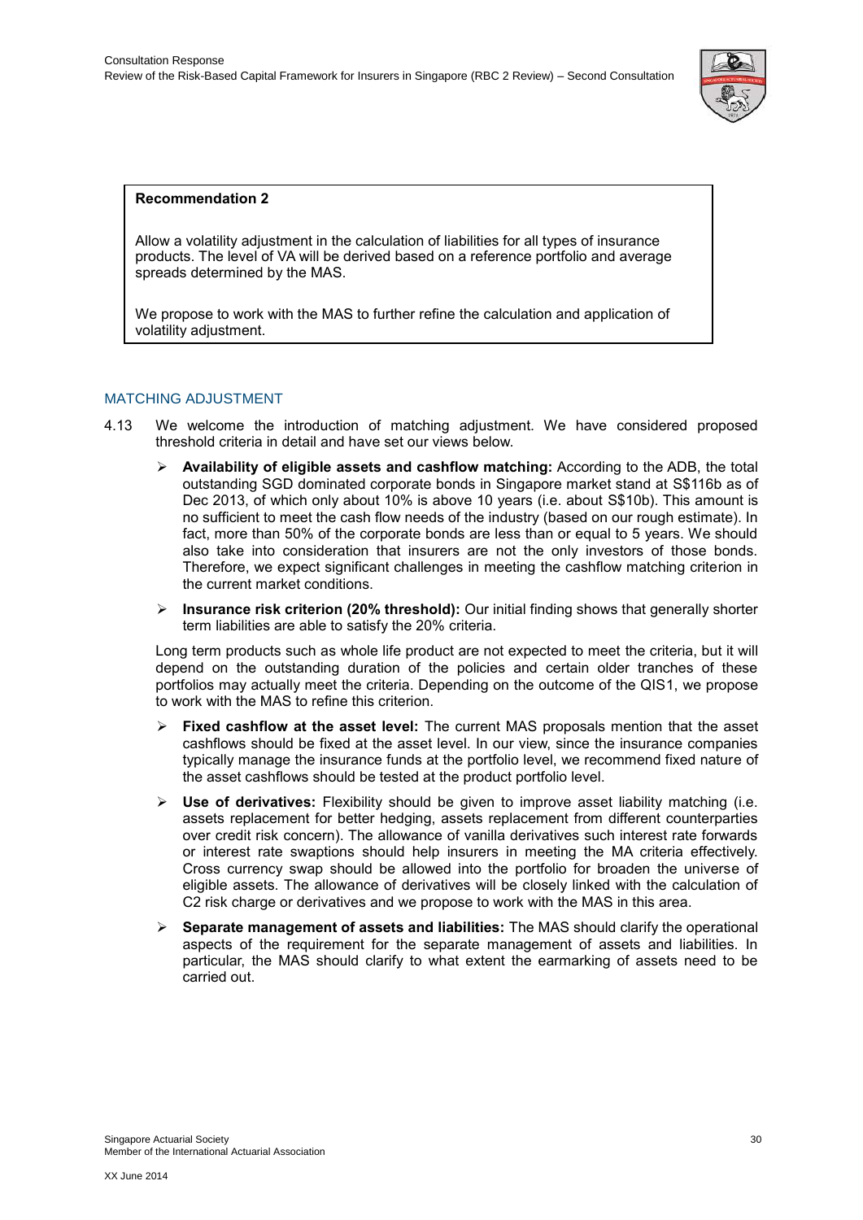**Recommendation 2**

Allow a volatility adjustment in the calculation of liabilities for all types of insurance products. The level of VA will be derived based on a reference portfolio and average spreads determined by the MAS.

We propose to work with the MAS to further refine the calculation and application of volatility adjustment.

### MATCHING ADJUSTMENT

4.13 We welcome the introduction of matching adjustment. We have considered proposed threshold criteria in detail and have set our views below.

- **Availability of eligible assets and cashflow matching:** According to the ADB, the total outstanding SGD dominated corporate bonds in Singapore market stand at S$116b as of Dec 2013, of which only about 10% is above 10 years (i.e. about S$10b). This amount is no sufficient to meet the cash flow needs of the industry (based on our rough estimate). In fact, more than 50% of the corporate bonds are less than or equal to 5 years. We should also take into consideration that insurers are not the only investors of those bonds. Therefore, we expect significant challenges in meeting the cashflow matching criterion in the current market conditions.
- **Insurance risk criterion (20% threshold):** Our initial finding shows that generally shorter term liabilities are able to satisfy the 20% criteria.

Long term products such as whole life product are not expected to meet the criteria, but it will depend on the outstanding duration of the policies and certain older tranches of these portfolios may actually meet the criteria. Depending on the outcome of the QIS1, we propose to work with the MAS to refine this criterion.

- **Fixed cashflow at the asset level:** The current MAS proposals mention that the asset cashflows should be fixed at the asset level. In our view, since the insurance companies typically manage the insurance funds at the portfolio level, we recommend fixed nature of the asset cashflows should be tested at the product portfolio level.
- **Use of derivatives:** Flexibility should be given to improve asset liability matching (i.e. assets replacement for better hedging, assets replacement from different counterparties over credit risk concern). The allowance of vanilla derivatives such interest rate forwards or interest rate swaptions should help insurers in meeting the MA criteria effectively. Cross currency swap should be allowed into the portfolio for broaden the universe of eligible assets. The allowance of derivatives will be closely linked with the calculation of C2 risk charge or derivatives and we propose to work with the MAS in this area.
- **Separate management of assets and liabilities:** The MAS should clarify the operational aspects of the requirement for the separate management of assets and liabilities. In particular, the MAS should clarify to what extent the earmarking of assets need to be carried out.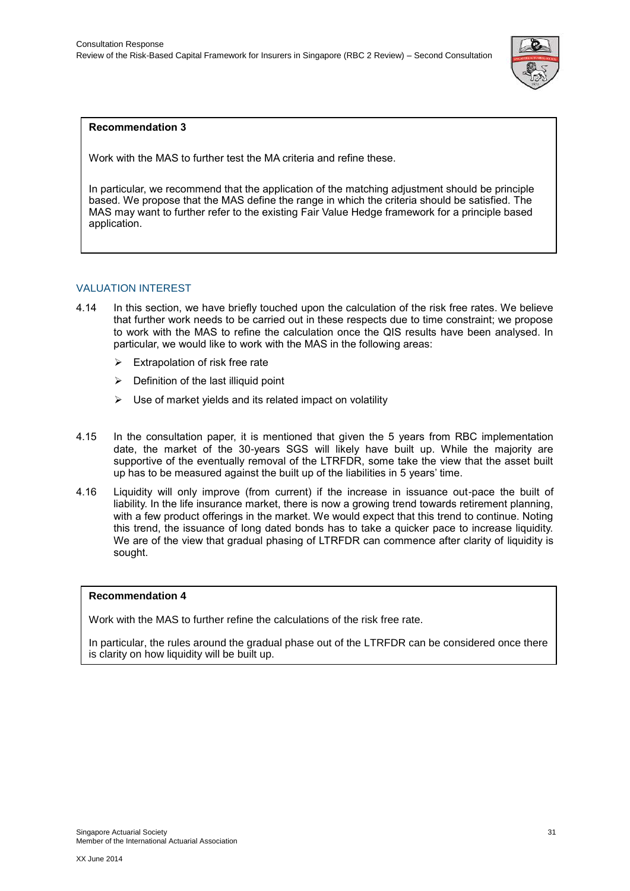**Recommendation 3**

Work with the MAS to further test the MA criteria and refine these.

In particular, we recommend that the application of the matching adjustment should be principle based. We propose that the MAS define the range in which the criteria should be satisfied. The MAS may want to further refer to the existing Fair Value Hedge framework for a principle based application.

## VALUATION INTEREST

4.14 In this section, we have briefly touched upon the calculation of the risk free rates. We believe that further work needs to be carried out in these respects due to time constraint; we propose to work with the MAS to refine the calculation once the QIS results have been analysed. In particular, we would like to work with the MAS in the following areas:

- Extrapolation of risk free rate
- Definition of the last illiquid point
- Use of market yields and its related impact on volatility

4.15 In the consultation paper, it is mentioned that given the 5 years from RBC implementation date, the market of the 30-years SGS will likely have built up. While the majority are supportive of the eventually removal of the LTRFDR, some take the view that the asset built up has to be measured against the built up of the liabilities in 5 years' time.

4.16 Liquidity will only improve (from current) if the increase in issuance out-pace the built of liability. In the life insurance market, there is now a growing trend towards retirement planning, with a few product offerings in the market. We would expect that this trend to continue. Noting this trend, the issuance of long dated bonds has to take a quicker pace to increase liquidity. We are of the view that gradual phasing of LTRFDR can commence after clarity of liquidity is sought.

**Recommendation 4**

Work with the MAS to further refine the calculations of the risk free rate.

In particular, the rules around the gradual phase out of the LTRFDR can be considered once there is clarity on how liquidity will be built up.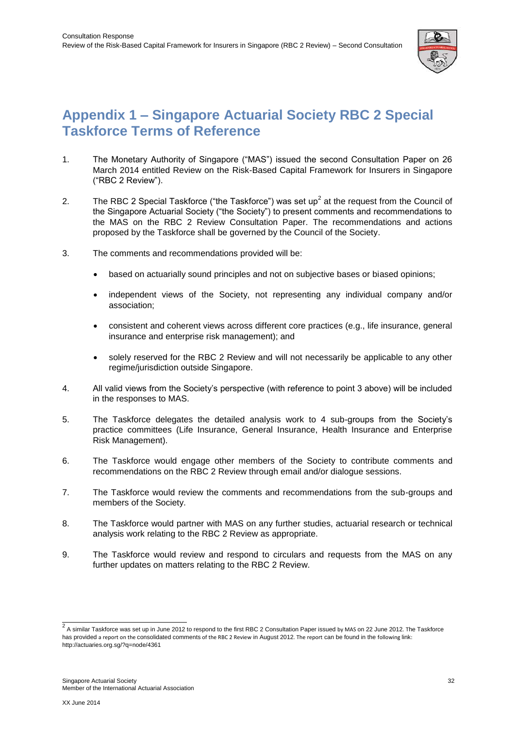# Appendix 1 – Singapore Actuarial Society RBC 2 Special Taskforce Terms of Reference

1. The Monetary Authority of Singapore ("MAS") issued the second Consultation Paper on 26 March 2014 entitled Review on the Risk-Based Capital Framework for Insurers in Singapore ("RBC 2 Review").

2. The RBC 2 Special Taskforce ("the Taskforce") was set up[2] at the request from the Council of the Singapore Actuarial Society ("the Society") to present comments and recommendations to the MAS on the RBC 2 Review Consultation Paper. The recommendations and actions proposed by the Taskforce shall be governed by the Council of the Society.

3. The comments and recommendations provided will be:

   - based on actuarially sound principles and not on subjective bases or biased opinions;
   - independent views of the Society, not representing any individual company and/or association;
   - consistent and coherent views across different core practices (e.g., life insurance, general insurance and enterprise risk management); and
   - solely reserved for the RBC 2 Review and will not necessarily be applicable to any other regime/jurisdiction outside Singapore.

4. All valid views from the Society's perspective (with reference to point 3 above) will be included in the responses to MAS.

5. The Taskforce delegates the detailed analysis work to 4 sub-groups from the Society's practice committees (Life Insurance, General Insurance, Health Insurance and Enterprise Risk Management).

6. The Taskforce would engage other members of the Society to contribute comments and recommendations on the RBC 2 Review through email and/or dialogue sessions.

7. The Taskforce would review the comments and recommendations from the sub-groups and members of the Society.

8. The Taskforce would partner with MAS on any further studies, actuarial research or technical analysis work relating to the RBC 2 Review as appropriate.

9. The Taskforce would review and respond to circulars and requests from the MAS on any further updates on matters relating to the RBC 2 Review.

[2] A similar Taskforce was set up in June 2012 to respond to the first RBC 2 Consultation Paper issued by MAS on 22 June 2012. The Taskforce has provided a report on the consolidated comments of the RBC 2 Review in August 2012. The report can be found in the following link: http://actuaries.org.sg/?q=node/4361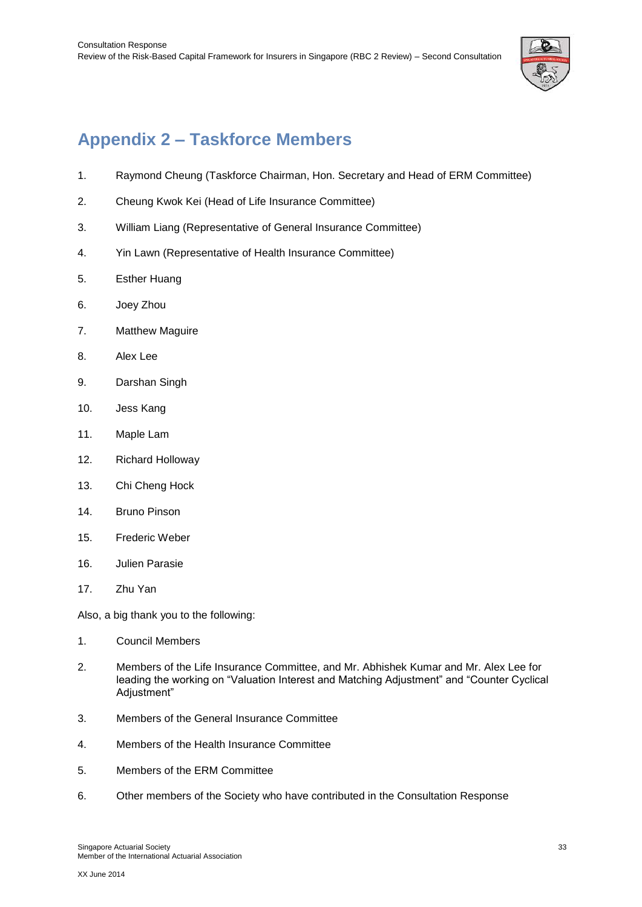## Appendix 2 – Taskforce Members

1. Raymond Cheung (Taskforce Chairman, Hon. Secretary and Head of ERM Committee)
2. Cheung Kwok Kei (Head of Life Insurance Committee)
3. William Liang (Representative of General Insurance Committee)
4. Yin Lawn (Representative of Health Insurance Committee)
5. Esther Huang
6. Joey Zhou
7. Matthew Maguire
8. Alex Lee
9. Darshan Singh
10. Jess Kang
11. Maple Lam
12. Richard Holloway
13. Chi Cheng Hock
14. Bruno Pinson
15. Frederic Weber
16. Julien Parasie
17. Zhu Yan

Also, a big thank you to the following:

1. Council Members
2. Members of the Life Insurance Committee, and Mr. Abhishek Kumar and Mr. Alex Lee for leading the working on "Valuation Interest and Matching Adjustment" and "Counter Cyclical Adjustment"
3. Members of the General Insurance Committee
4. Members of the Health Insurance Committee
5. Members of the ERM Committee
6. Other members of the Society who have contributed in the Consultation Response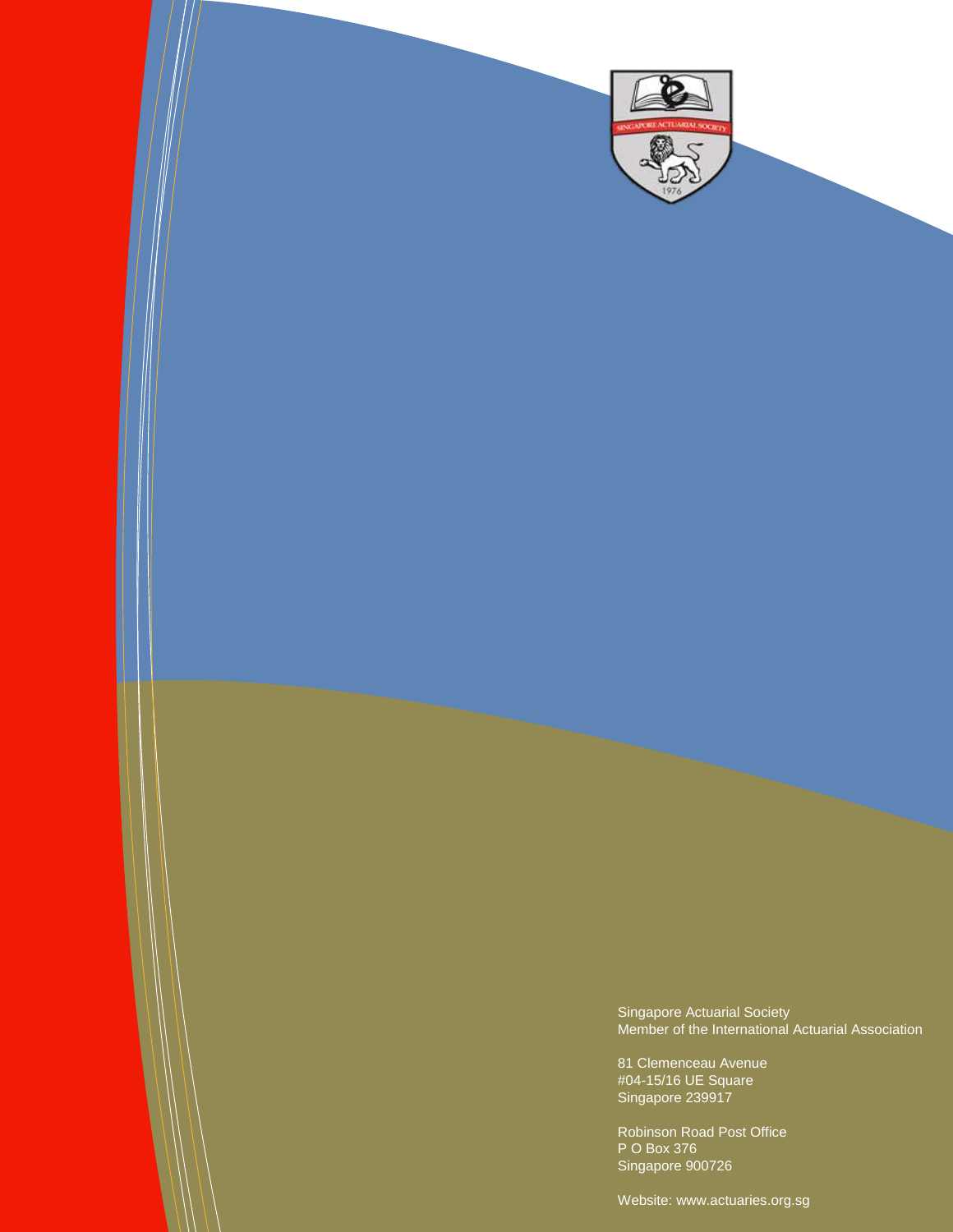Singapore Actuarial Society
Member of the International Actuarial Association

81 Clemenceau Avenue
#04-15/16 UE Square
Singapore 239917

Robinson Road Post Office
P O Box 376
Singapore 900726

Website: www.actuaries.org.sg